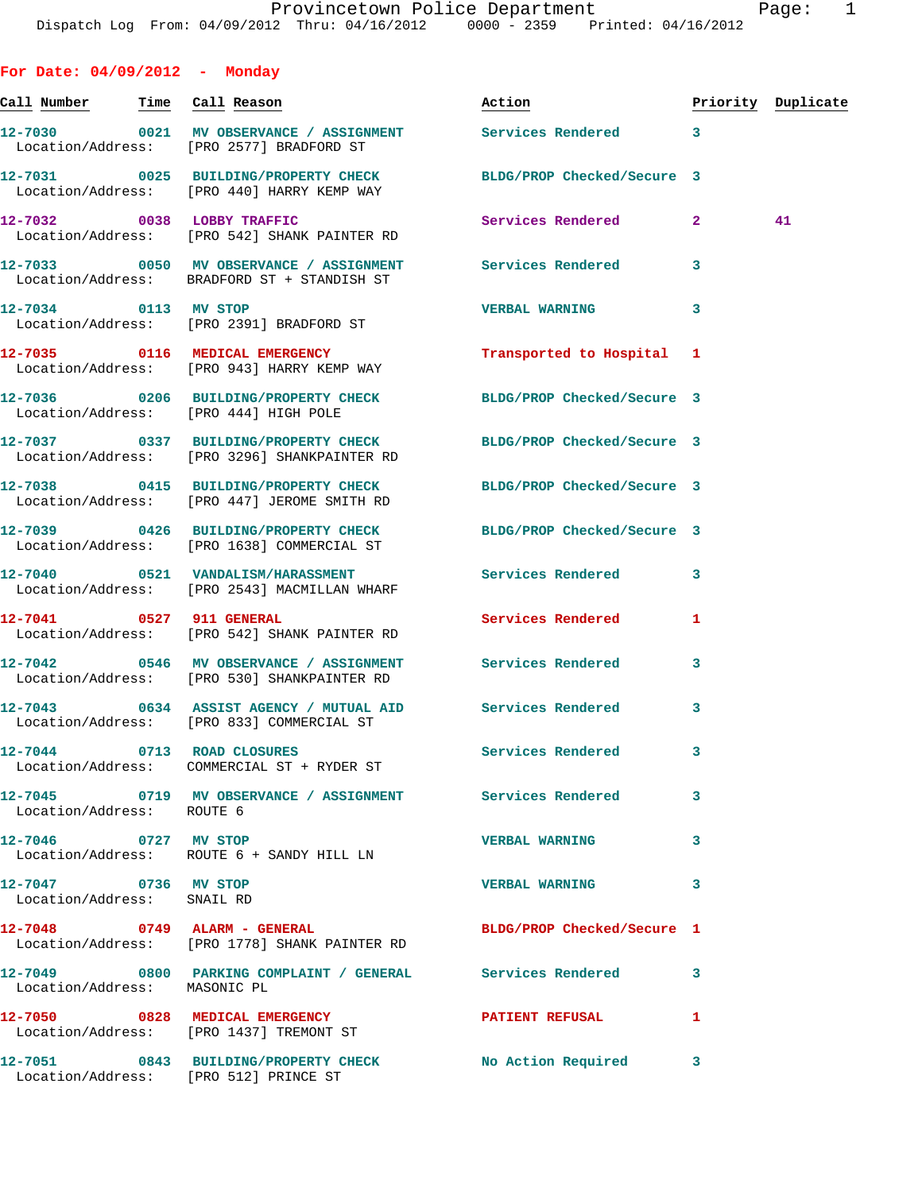# Provincetown Police Department

Dispatch Log From: 04/09/2012 Thru: 04/16/2012 0000 - 2359 Printed: 04/16/2012

## For Date: 04/09/2012 - Monday

| Call Number | Time | Call Reason | Action | Priority | Duplicate |
|---|---|---|---|---|---|
| 12-7030 | 0021 | MV OBSERVANCE / ASSIGNMENT | Services Rendered | 3 | |
| Location/Address: | | [PRO 2577] BRADFORD ST | | | |
| 12-7031 | 0025 | BUILDING/PROPERTY CHECK | BLDG/PROP Checked/Secure | 3 | |
| Location/Address: | | [PRO 440] HARRY KEMP WAY | | | |
| 12-7032 | 0038 | LOBBY TRAFFIC | Services Rendered | 2 | 41 |
| Location/Address: | | [PRO 542] SHANK PAINTER RD | | | |
| 12-7033 | 0050 | MV OBSERVANCE / ASSIGNMENT | Services Rendered | 3 | |
| Location/Address: | | BRADFORD ST + STANDISH ST | | | |
| 12-7034 | 0113 | MV STOP | VERBAL WARNING | 3 | |
| Location/Address: | | [PRO 2391] BRADFORD ST | | | |
| 12-7035 | 0116 | MEDICAL EMERGENCY | Transported to Hospital | 1 | |
| Location/Address: | | [PRO 943] HARRY KEMP WAY | | | |
| 12-7036 | 0206 | BUILDING/PROPERTY CHECK | BLDG/PROP Checked/Secure | 3 | |
| Location/Address: | | [PRO 444] HIGH POLE | | | |
| 12-7037 | 0337 | BUILDING/PROPERTY CHECK | BLDG/PROP Checked/Secure | 3 | |
| Location/Address: | | [PRO 3296] SHANKPAINTER RD | | | |
| 12-7038 | 0415 | BUILDING/PROPERTY CHECK | BLDG/PROP Checked/Secure | 3 | |
| Location/Address: | | [PRO 447] JEROME SMITH RD | | | |
| 12-7039 | 0426 | BUILDING/PROPERTY CHECK | BLDG/PROP Checked/Secure | 3 | |
| Location/Address: | | [PRO 1638] COMMERCIAL ST | | | |
| 12-7040 | 0521 | VANDALISM/HARASSMENT | Services Rendered | 3 | |
| Location/Address: | | [PRO 2543] MACMILLAN WHARF | | | |
| 12-7041 | 0527 | 911 GENERAL | Services Rendered | 1 | |
| Location/Address: | | [PRO 542] SHANK PAINTER RD | | | |
| 12-7042 | 0546 | MV OBSERVANCE / ASSIGNMENT | Services Rendered | 3 | |
| Location/Address: | | [PRO 530] SHANKPAINTER RD | | | |
| 12-7043 | 0634 | ASSIST AGENCY / MUTUAL AID | Services Rendered | 3 | |
| Location/Address: | | [PRO 833] COMMERCIAL ST | | | |
| 12-7044 | 0713 | ROAD CLOSURES | Services Rendered | 3 | |
| Location/Address: | | COMMERCIAL ST + RYDER ST | | | |
| 12-7045 | 0719 | MV OBSERVANCE / ASSIGNMENT | Services Rendered | 3 | |
| Location/Address: | | ROUTE 6 | | | |
| 12-7046 | 0727 | MV STOP | VERBAL WARNING | 3 | |
| Location/Address: | | ROUTE 6 + SANDY HILL LN | | | |
| 12-7047 | 0736 | MV STOP | VERBAL WARNING | 3 | |
| Location/Address: | | SNAIL RD | | | |
| 12-7048 | 0749 | ALARM - GENERAL | BLDG/PROP Checked/Secure | 1 | |
| Location/Address: | | [PRO 1778] SHANK PAINTER RD | | | |
| 12-7049 | 0800 | PARKING COMPLAINT / GENERAL | Services Rendered | 3 | |
| Location/Address: | | MASONIC PL | | | |
| 12-7050 | 0828 | MEDICAL EMERGENCY | PATIENT REFUSAL | 1 | |
| Location/Address: | | [PRO 1437] TREMONT ST | | | |
| 12-7051 | 0843 | BUILDING/PROPERTY CHECK | No Action Required | 3 | |
| Location/Address: | | [PRO 512] PRINCE ST | | | |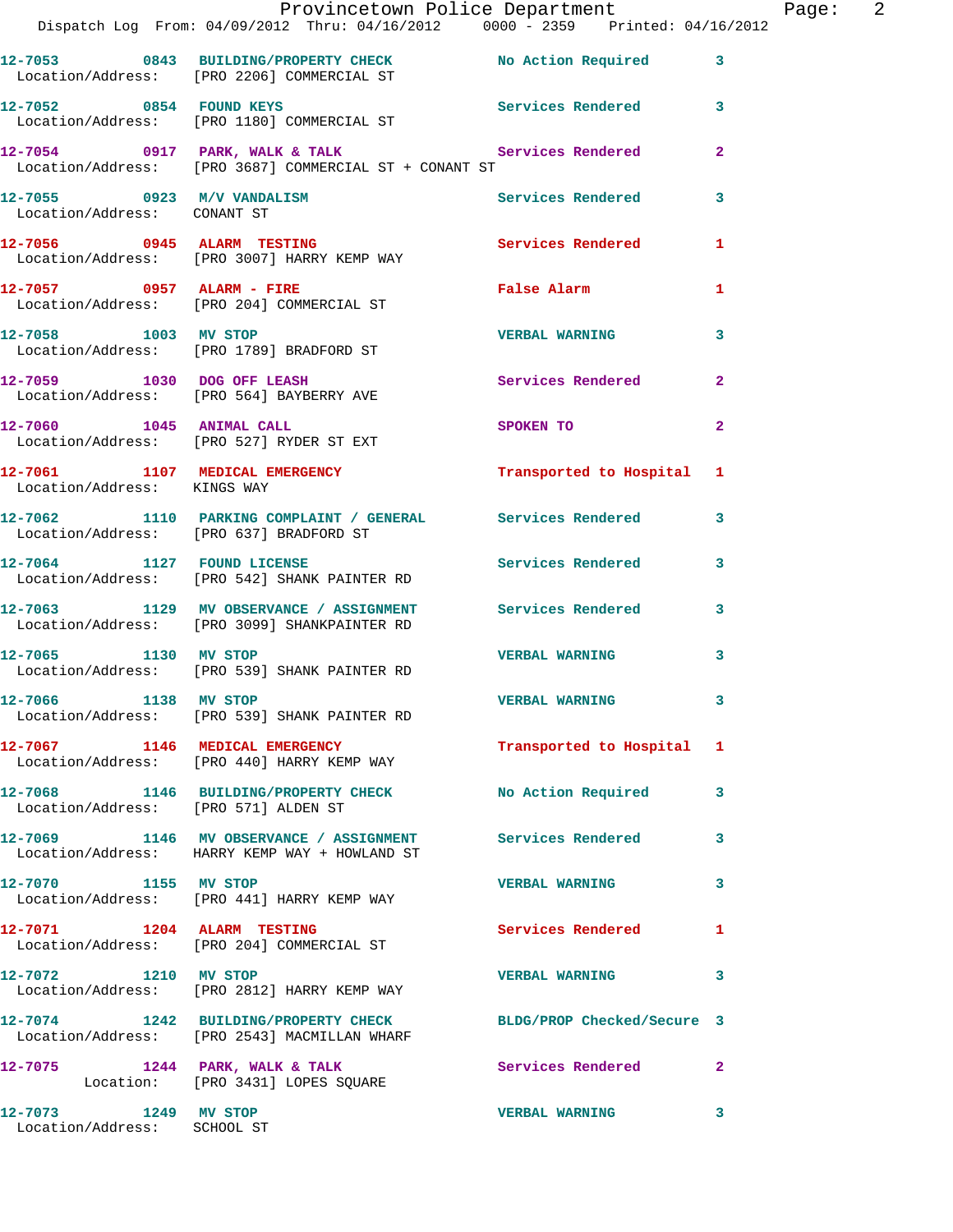12-7053 0843 BUILDING/PROPERTY CHECK No Action Required 3
Location/Address: [PRO 2206] COMMERCIAL ST

12-7052 0854 FOUND KEYS Services Rendered 3
Location/Address: [PRO 1180] COMMERCIAL ST

12-7054 0917 PARK, WALK & TALK Services Rendered 2
Location/Address: [PRO 3687] COMMERCIAL ST + CONANT ST

12-7055 0923 M/V VANDALISM Services Rendered 3
Location/Address: CONANT ST

12-7056 0945 ALARM TESTING Services Rendered 1
Location/Address: [PRO 3007] HARRY KEMP WAY

12-7057 0957 ALARM - FIRE False Alarm 1
Location/Address: [PRO 204] COMMERCIAL ST

12-7058 1003 MV STOP VERBAL WARNING 3
Location/Address: [PRO 1789] BRADFORD ST

12-7059 1030 DOG OFF LEASH Services Rendered 2
Location/Address: [PRO 564] BAYBERRY AVE

12-7060 1045 ANIMAL CALL SPOKEN TO 2
Location/Address: [PRO 527] RYDER ST EXT

12-7061 1107 MEDICAL EMERGENCY Transported to Hospital 1
Location/Address: KINGS WAY

12-7062 1110 PARKING COMPLAINT / GENERAL Services Rendered 3
Location/Address: [PRO 637] BRADFORD ST

12-7064 1127 FOUND LICENSE Services Rendered 3
Location/Address: [PRO 542] SHANK PAINTER RD

12-7063 1129 MV OBSERVANCE / ASSIGNMENT Services Rendered 3
Location/Address: [PRO 3099] SHANKPAINTER RD

12-7065 1130 MV STOP VERBAL WARNING 3
Location/Address: [PRO 539] SHANK PAINTER RD

12-7066 1138 MV STOP VERBAL WARNING 3
Location/Address: [PRO 539] SHANK PAINTER RD

12-7067 1146 MEDICAL EMERGENCY Transported to Hospital 1
Location/Address: [PRO 440] HARRY KEMP WAY

12-7068 1146 BUILDING/PROPERTY CHECK No Action Required 3
Location/Address: [PRO 571] ALDEN ST

12-7069 1146 MV OBSERVANCE / ASSIGNMENT Services Rendered 3
Location/Address: HARRY KEMP WAY + HOWLAND ST

12-7070 1155 MV STOP VERBAL WARNING 3
Location/Address: [PRO 441] HARRY KEMP WAY

12-7071 1204 ALARM TESTING Services Rendered 1
Location/Address: [PRO 204] COMMERCIAL ST

12-7072 1210 MV STOP VERBAL WARNING 3
Location/Address: [PRO 2812] HARRY KEMP WAY

12-7074 1242 BUILDING/PROPERTY CHECK BLDG/PROP Checked/Secure 3
Location/Address: [PRO 2543] MACMILLAN WHARF

12-7075 1244 PARK, WALK & TALK Services Rendered 2
Location: [PRO 3431] LOPES SQUARE

12-7073 1249 MV STOP VERBAL WARNING 3
Location/Address: SCHOOL ST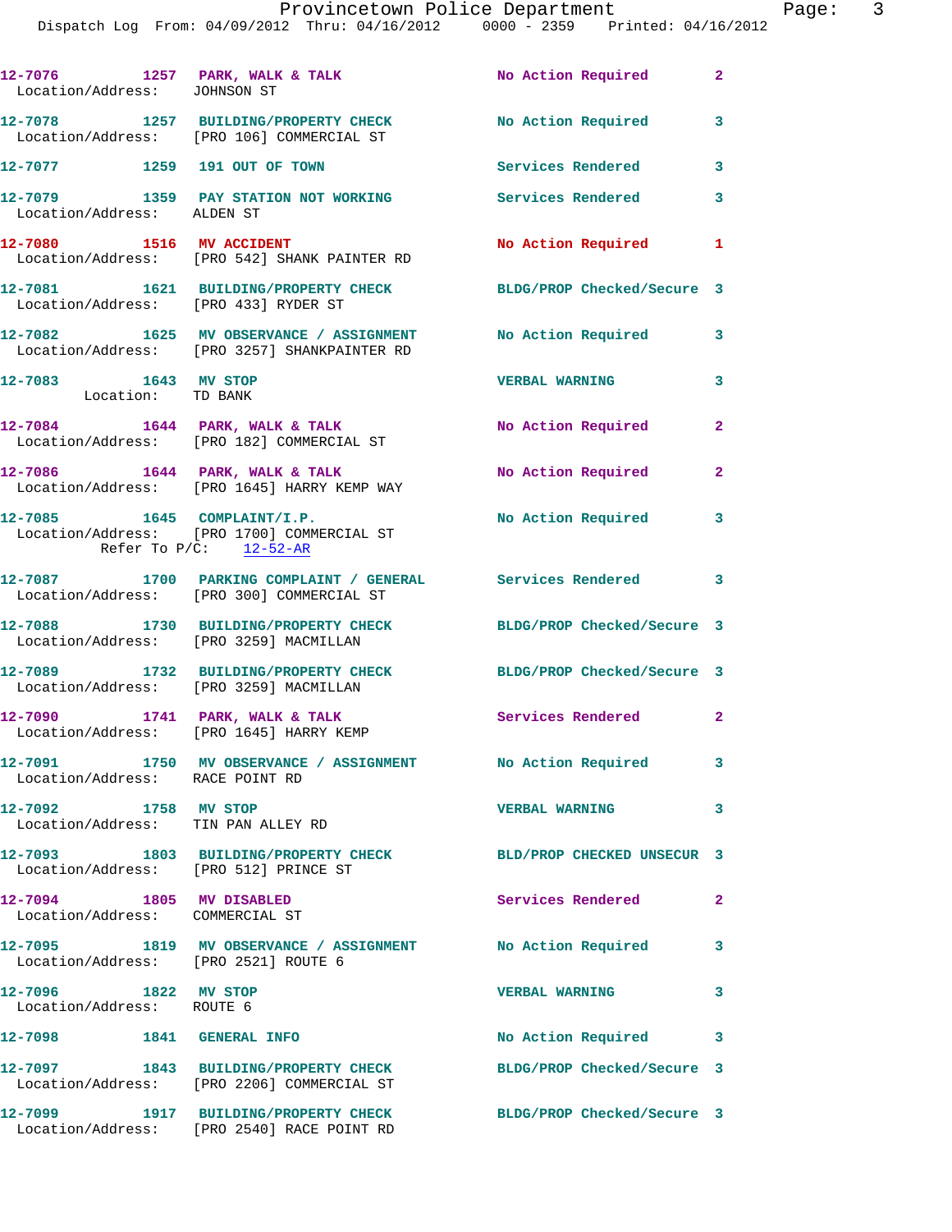12-7076 1257 PARK, WALK & TALK No Action Required 2
Location/Address: JOHNSON ST

12-7078 1257 BUILDING/PROPERTY CHECK No Action Required 3
Location/Address: [PRO 106] COMMERCIAL ST

12-7077 1259 191 OUT OF TOWN Services Rendered 3

12-7079 1359 PAY STATION NOT WORKING Services Rendered 3
Location/Address: ALDEN ST

12-7080 1516 MV ACCIDENT No Action Required 1
Location/Address: [PRO 542] SHANK PAINTER RD

12-7081 1621 BUILDING/PROPERTY CHECK BLDG/PROP Checked/Secure 3
Location/Address: [PRO 433] RYDER ST

12-7082 1625 MV OBSERVANCE / ASSIGNMENT No Action Required 3
Location/Address: [PRO 3257] SHANKPAINTER RD

12-7083 1643 MV STOP VERBAL WARNING 3
Location: TD BANK

12-7084 1644 PARK, WALK & TALK No Action Required 2
Location/Address: [PRO 182] COMMERCIAL ST

12-7086 1644 PARK, WALK & TALK No Action Required 2
Location/Address: [PRO 1645] HARRY KEMP WAY

12-7085 1645 COMPLAINT/I.P. No Action Required 3
Location/Address: [PRO 1700] COMMERCIAL ST
Refer To P/C: 12-52-AR

12-7087 1700 PARKING COMPLAINT / GENERAL Services Rendered 3
Location/Address: [PRO 300] COMMERCIAL ST

12-7088 1730 BUILDING/PROPERTY CHECK BLDG/PROP Checked/Secure 3
Location/Address: [PRO 3259] MACMILLAN

12-7089 1732 BUILDING/PROPERTY CHECK BLDG/PROP Checked/Secure 3
Location/Address: [PRO 3259] MACMILLAN

12-7090 1741 PARK, WALK & TALK Services Rendered 2
Location/Address: [PRO 1645] HARRY KEMP

12-7091 1750 MV OBSERVANCE / ASSIGNMENT No Action Required 3
Location/Address: RACE POINT RD

12-7092 1758 MV STOP VERBAL WARNING 3
Location/Address: TIN PAN ALLEY RD

12-7093 1803 BUILDING/PROPERTY CHECK BLD/PROP CHECKED UNSECUR 3
Location/Address: [PRO 512] PRINCE ST

12-7094 1805 MV DISABLED Services Rendered 2
Location/Address: COMMERCIAL ST

12-7095 1819 MV OBSERVANCE / ASSIGNMENT No Action Required 3
Location/Address: [PRO 2521] ROUTE 6

12-7096 1822 MV STOP VERBAL WARNING 3
Location/Address: ROUTE 6

12-7098 1841 GENERAL INFO No Action Required 3

12-7097 1843 BUILDING/PROPERTY CHECK BLDG/PROP Checked/Secure 3
Location/Address: [PRO 2206] COMMERCIAL ST

12-7099 1917 BUILDING/PROPERTY CHECK BLDG/PROP Checked/Secure 3
Location/Address: [PRO 2540] RACE POINT RD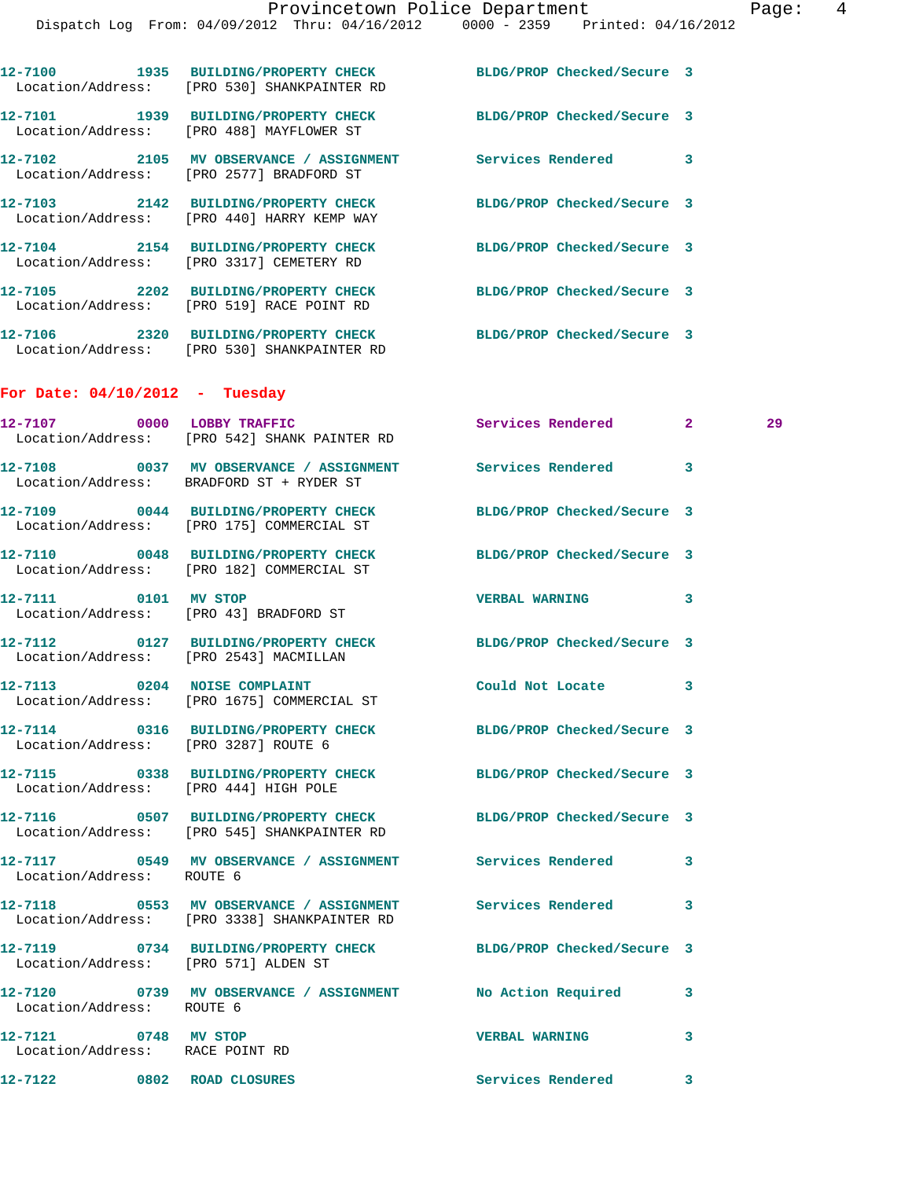12-7100 1935 BUILDING/PROPERTY CHECK BLDG/PROP Checked/Secure 3
Location/Address: [PRO 530] SHANKPAINTER RD

12-7101 1939 BUILDING/PROPERTY CHECK BLDG/PROP Checked/Secure 3
Location/Address: [PRO 488] MAYFLOWER ST

12-7102 2105 MV OBSERVANCE / ASSIGNMENT Services Rendered 3
Location/Address: [PRO 2577] BRADFORD ST

12-7103 2142 BUILDING/PROPERTY CHECK BLDG/PROP Checked/Secure 3
Location/Address: [PRO 440] HARRY KEMP WAY

12-7104 2154 BUILDING/PROPERTY CHECK BLDG/PROP Checked/Secure 3
Location/Address: [PRO 3317] CEMETERY RD

12-7105 2202 BUILDING/PROPERTY CHECK BLDG/PROP Checked/Secure 3
Location/Address: [PRO 519] RACE POINT RD

12-7106 2320 BUILDING/PROPERTY CHECK BLDG/PROP Checked/Secure 3
Location/Address: [PRO 530] SHANKPAINTER RD

**For Date: 04/10/2012 - Tuesday**

12-7107 0000 LOBBY TRAFFIC Services Rendered 2 29
Location/Address: [PRO 542] SHANK PAINTER RD

12-7108 0037 MV OBSERVANCE / ASSIGNMENT Services Rendered 3
Location/Address: BRADFORD ST + RYDER ST

12-7109 0044 BUILDING/PROPERTY CHECK BLDG/PROP Checked/Secure 3
Location/Address: [PRO 175] COMMERCIAL ST

12-7110 0048 BUILDING/PROPERTY CHECK BLDG/PROP Checked/Secure 3
Location/Address: [PRO 182] COMMERCIAL ST

12-7111 0101 MV STOP VERBAL WARNING 3
Location/Address: [PRO 43] BRADFORD ST

12-7112 0127 BUILDING/PROPERTY CHECK BLDG/PROP Checked/Secure 3
Location/Address: [PRO 2543] MACMILLAN

12-7113 0204 NOISE COMPLAINT Could Not Locate 3
Location/Address: [PRO 1675] COMMERCIAL ST

12-7114 0316 BUILDING/PROPERTY CHECK BLDG/PROP Checked/Secure 3
Location/Address: [PRO 3287] ROUTE 6

12-7115 0338 BUILDING/PROPERTY CHECK BLDG/PROP Checked/Secure 3
Location/Address: [PRO 444] HIGH POLE

12-7116 0507 BUILDING/PROPERTY CHECK BLDG/PROP Checked/Secure 3
Location/Address: [PRO 545] SHANKPAINTER RD

12-7117 0549 MV OBSERVANCE / ASSIGNMENT Services Rendered 3
Location/Address: ROUTE 6

12-7118 0553 MV OBSERVANCE / ASSIGNMENT Services Rendered 3
Location/Address: [PRO 3338] SHANKPAINTER RD

12-7119 0734 BUILDING/PROPERTY CHECK BLDG/PROP Checked/Secure 3
Location/Address: [PRO 571] ALDEN ST

12-7120 0739 MV OBSERVANCE / ASSIGNMENT No Action Required 3
Location/Address: ROUTE 6

12-7121 0748 MV STOP VERBAL WARNING 3
Location/Address: RACE POINT RD

12-7122 0802 ROAD CLOSURES Services Rendered 3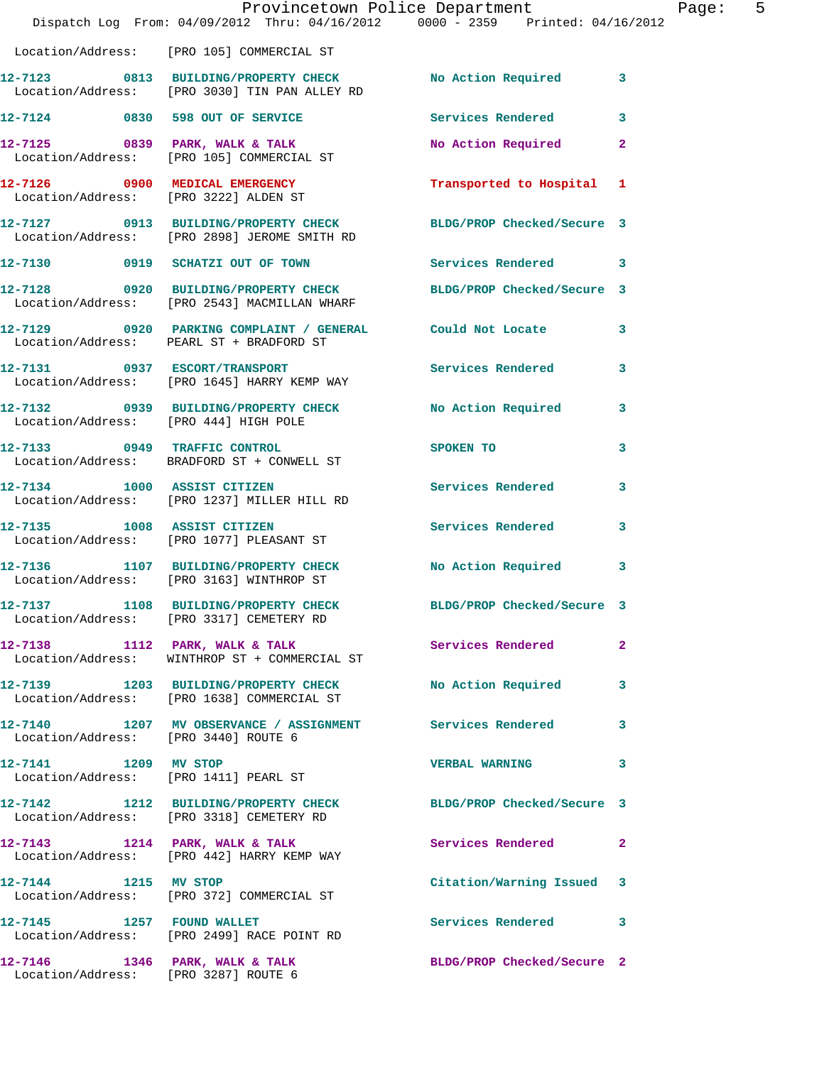Location/Address: [PRO 105] COMMERCIAL ST

| Call # | Time | Call Type | Disposition | Priority |
|---|---|---|---|---|
| 12-7123 | 0813 | BUILDING/PROPERTY CHECK | No Action Required | 3 |
| | | Location/Address: [PRO 3030] TIN PAN ALLEY RD | | |
| 12-7124 | 0830 | 598 OUT OF SERVICE | Services Rendered | 3 |
| 12-7125 | 0839 | PARK, WALK & TALK | No Action Required | 2 |
| | | Location/Address: [PRO 105] COMMERCIAL ST | | |
| 12-7126 | 0900 | MEDICAL EMERGENCY | Transported to Hospital | 1 |
| | | Location/Address: [PRO 3222] ALDEN ST | | |
| 12-7127 | 0913 | BUILDING/PROPERTY CHECK | BLDG/PROP Checked/Secure | 3 |
| | | Location/Address: [PRO 2898] JEROME SMITH RD | | |
| 12-7130 | 0919 | SCHATZI OUT OF TOWN | Services Rendered | 3 |
| 12-7128 | 0920 | BUILDING/PROPERTY CHECK | BLDG/PROP Checked/Secure | 3 |
| | | Location/Address: [PRO 2543] MACMILLAN WHARF | | |
| 12-7129 | 0920 | PARKING COMPLAINT / GENERAL | Could Not Locate | 3 |
| | | Location/Address: PEARL ST + BRADFORD ST | | |
| 12-7131 | 0937 | ESCORT/TRANSPORT | Services Rendered | 3 |
| | | Location/Address: [PRO 1645] HARRY KEMP WAY | | |
| 12-7132 | 0939 | BUILDING/PROPERTY CHECK | No Action Required | 3 |
| | | Location/Address: [PRO 444] HIGH POLE | | |
| 12-7133 | 0949 | TRAFFIC CONTROL | SPOKEN TO | 3 |
| | | Location/Address: BRADFORD ST + CONWELL ST | | |
| 12-7134 | 1000 | ASSIST CITIZEN | Services Rendered | 3 |
| | | Location/Address: [PRO 1237] MILLER HILL RD | | |
| 12-7135 | 1008 | ASSIST CITIZEN | Services Rendered | 3 |
| | | Location/Address: [PRO 1077] PLEASANT ST | | |
| 12-7136 | 1107 | BUILDING/PROPERTY CHECK | No Action Required | 3 |
| | | Location/Address: [PRO 3163] WINTHROP ST | | |
| 12-7137 | 1108 | BUILDING/PROPERTY CHECK | BLDG/PROP Checked/Secure | 3 |
| | | Location/Address: [PRO 3317] CEMETERY RD | | |
| 12-7138 | 1112 | PARK, WALK & TALK | Services Rendered | 2 |
| | | Location/Address: WINTHROP ST + COMMERCIAL ST | | |
| 12-7139 | 1203 | BUILDING/PROPERTY CHECK | No Action Required | 3 |
| | | Location/Address: [PRO 1638] COMMERCIAL ST | | |
| 12-7140 | 1207 | MV OBSERVANCE / ASSIGNMENT | Services Rendered | 3 |
| | | Location/Address: [PRO 3440] ROUTE 6 | | |
| 12-7141 | 1209 | MV STOP | VERBAL WARNING | 3 |
| | | Location/Address: [PRO 1411] PEARL ST | | |
| 12-7142 | 1212 | BUILDING/PROPERTY CHECK | BLDG/PROP Checked/Secure | 3 |
| | | Location/Address: [PRO 3318] CEMETERY RD | | |
| 12-7143 | 1214 | PARK, WALK & TALK | Services Rendered | 2 |
| | | Location/Address: [PRO 442] HARRY KEMP WAY | | |
| 12-7144 | 1215 | MV STOP | Citation/Warning Issued | 3 |
| | | Location/Address: [PRO 372] COMMERCIAL ST | | |
| 12-7145 | 1257 | FOUND WALLET | Services Rendered | 3 |
| | | Location/Address: [PRO 2499] RACE POINT RD | | |
| 12-7146 | 1346 | PARK, WALK & TALK | BLDG/PROP Checked/Secure | 2 |
| | | Location/Address: [PRO 3287] ROUTE 6 | | |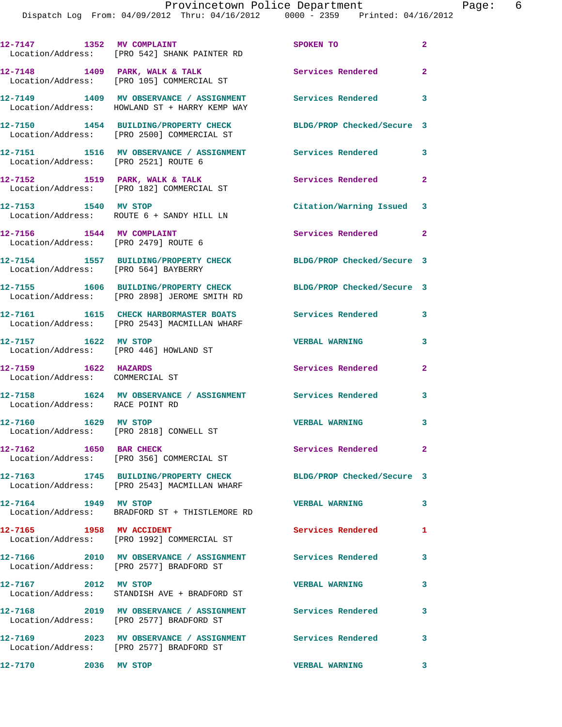12-7147 1352 MV COMPLAINT SPOKEN TO 2
Location/Address: [PRO 542] SHANK PAINTER RD

12-7148 1409 PARK, WALK & TALK Services Rendered 2
Location/Address: [PRO 105] COMMERCIAL ST

12-7149 1409 MV OBSERVANCE / ASSIGNMENT Services Rendered 3
Location/Address: HOWLAND ST + HARRY KEMP WAY

12-7150 1454 BUILDING/PROPERTY CHECK BLDG/PROP Checked/Secure 3
Location/Address: [PRO 2500] COMMERCIAL ST

12-7151 1516 MV OBSERVANCE / ASSIGNMENT Services Rendered 3
Location/Address: [PRO 2521] ROUTE 6

12-7152 1519 PARK, WALK & TALK Services Rendered 2
Location/Address: [PRO 182] COMMERCIAL ST

12-7153 1540 MV STOP Citation/Warning Issued 3
Location/Address: ROUTE 6 + SANDY HILL LN

12-7156 1544 MV COMPLAINT Services Rendered 2
Location/Address: [PRO 2479] ROUTE 6

12-7154 1557 BUILDING/PROPERTY CHECK BLDG/PROP Checked/Secure 3
Location/Address: [PRO 564] BAYBERRY

12-7155 1606 BUILDING/PROPERTY CHECK BLDG/PROP Checked/Secure 3
Location/Address: [PRO 2898] JEROME SMITH RD

12-7161 1615 CHECK HARBORMASTER BOATS Services Rendered 3
Location/Address: [PRO 2543] MACMILLAN WHARF

12-7157 1622 MV STOP VERBAL WARNING 3
Location/Address: [PRO 446] HOWLAND ST

12-7159 1622 HAZARDS Services Rendered 2
Location/Address: COMMERCIAL ST

12-7158 1624 MV OBSERVANCE / ASSIGNMENT Services Rendered 3
Location/Address: RACE POINT RD

12-7160 1629 MV STOP VERBAL WARNING 3
Location/Address: [PRO 2818] CONWELL ST

12-7162 1650 BAR CHECK Services Rendered 2
Location/Address: [PRO 356] COMMERCIAL ST

12-7163 1745 BUILDING/PROPERTY CHECK BLDG/PROP Checked/Secure 3
Location/Address: [PRO 2543] MACMILLAN WHARF

12-7164 1949 MV STOP VERBAL WARNING 3
Location/Address: BRADFORD ST + THISTLEMORE RD

12-7165 1958 MV ACCIDENT Services Rendered 1
Location/Address: [PRO 1992] COMMERCIAL ST

12-7166 2010 MV OBSERVANCE / ASSIGNMENT Services Rendered 3
Location/Address: [PRO 2577] BRADFORD ST

12-7167 2012 MV STOP VERBAL WARNING 3
Location/Address: STANDISH AVE + BRADFORD ST

12-7168 2019 MV OBSERVANCE / ASSIGNMENT Services Rendered 3
Location/Address: [PRO 2577] BRADFORD ST

12-7169 2023 MV OBSERVANCE / ASSIGNMENT Services Rendered 3
Location/Address: [PRO 2577] BRADFORD ST

12-7170 2036 MV STOP VERBAL WARNING 3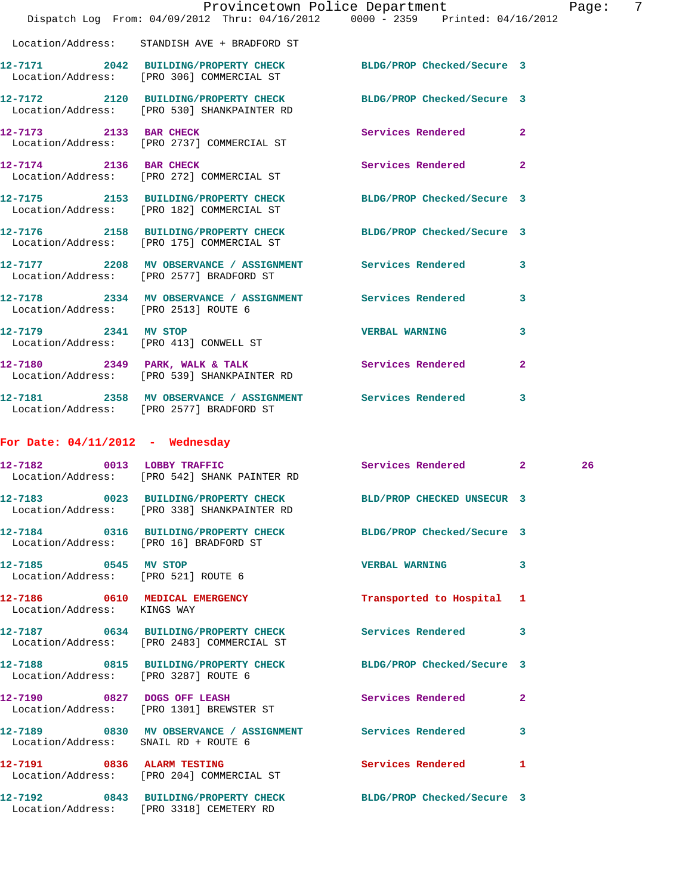Location/Address: STANDISH AVE + BRADFORD ST

| Call Number | Time | Call Reason | Action | Priority | |
|---|---|---|---|---|---|
| 12-7171 | 2042 | BUILDING/PROPERTY CHECK | BLDG/PROP Checked/Secure | 3 | |
| | | Location/Address: [PRO 306] COMMERCIAL ST | | | |
| 12-7172 | 2120 | BUILDING/PROPERTY CHECK | BLDG/PROP Checked/Secure | 3 | |
| | | Location/Address: [PRO 530] SHANKPAINTER RD | | | |
| 12-7173 | 2133 | BAR CHECK | Services Rendered | 2 | |
| | | Location/Address: [PRO 2737] COMMERCIAL ST | | | |
| 12-7174 | 2136 | BAR CHECK | Services Rendered | 2 | |
| | | Location/Address: [PRO 272] COMMERCIAL ST | | | |
| 12-7175 | 2153 | BUILDING/PROPERTY CHECK | BLDG/PROP Checked/Secure | 3 | |
| | | Location/Address: [PRO 182] COMMERCIAL ST | | | |
| 12-7176 | 2158 | BUILDING/PROPERTY CHECK | BLDG/PROP Checked/Secure | 3 | |
| | | Location/Address: [PRO 175] COMMERCIAL ST | | | |
| 12-7177 | 2208 | MV OBSERVANCE / ASSIGNMENT | Services Rendered | 3 | |
| | | Location/Address: [PRO 2577] BRADFORD ST | | | |
| 12-7178 | 2334 | MV OBSERVANCE / ASSIGNMENT | Services Rendered | 3 | |
| | | Location/Address: [PRO 2513] ROUTE 6 | | | |
| 12-7179 | 2341 | MV STOP | VERBAL WARNING | 3 | |
| | | Location/Address: [PRO 413] CONWELL ST | | | |
| 12-7180 | 2349 | PARK, WALK & TALK | Services Rendered | 2 | |
| | | Location/Address: [PRO 539] SHANKPAINTER RD | | | |
| 12-7181 | 2358 | MV OBSERVANCE / ASSIGNMENT | Services Rendered | 3 | |
| | | Location/Address: [PRO 2577] BRADFORD ST | | | |

## For Date: 04/11/2012 - Wednesday

| Call Number | Time | Call Reason | Action | Priority | |
|---|---|---|---|---|---|
| 12-7182 | 0013 | LOBBY TRAFFIC | Services Rendered | 2 | 26 |
| | | Location/Address: [PRO 542] SHANK PAINTER RD | | | |
| 12-7183 | 0023 | BUILDING/PROPERTY CHECK | BLD/PROP CHECKED UNSECUR | 3 | |
| | | Location/Address: [PRO 338] SHANKPAINTER RD | | | |
| 12-7184 | 0316 | BUILDING/PROPERTY CHECK | BLDG/PROP Checked/Secure | 3 | |
| | | Location/Address: [PRO 16] BRADFORD ST | | | |
| 12-7185 | 0545 | MV STOP | VERBAL WARNING | 3 | |
| | | Location/Address: [PRO 521] ROUTE 6 | | | |
| 12-7186 | 0610 | MEDICAL EMERGENCY | Transported to Hospital | 1 | |
| | | Location/Address: KINGS WAY | | | |
| 12-7187 | 0634 | BUILDING/PROPERTY CHECK | Services Rendered | 3 | |
| | | Location/Address: [PRO 2483] COMMERCIAL ST | | | |
| 12-7188 | 0815 | BUILDING/PROPERTY CHECK | BLDG/PROP Checked/Secure | 3 | |
| | | Location/Address: [PRO 3287] ROUTE 6 | | | |
| 12-7190 | 0827 | DOGS OFF LEASH | Services Rendered | 2 | |
| | | Location/Address: [PRO 1301] BREWSTER ST | | | |
| 12-7189 | 0830 | MV OBSERVANCE / ASSIGNMENT | Services Rendered | 3 | |
| | | Location/Address: SNAIL RD + ROUTE 6 | | | |
| 12-7191 | 0836 | ALARM TESTING | Services Rendered | 1 | |
| | | Location/Address: [PRO 204] COMMERCIAL ST | | | |
| 12-7192 | 0843 | BUILDING/PROPERTY CHECK | BLDG/PROP Checked/Secure | 3 | |
| | | Location/Address: [PRO 3318] CEMETERY RD | | | |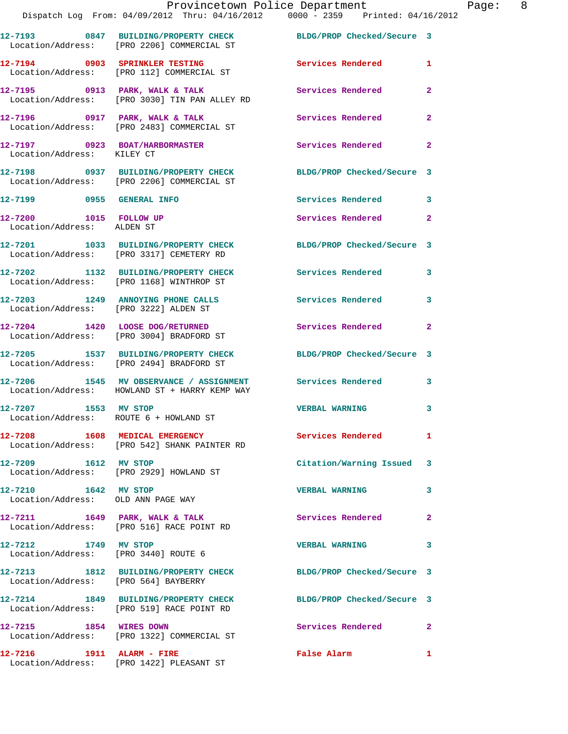| Call # | Time | Call Type | Disposition | Priority |
|---|---|---|---|---|
| 12-7193 | 0847 | BUILDING/PROPERTY CHECK | BLDG/PROP Checked/Secure | 3 |
| Location/Address: | [PRO 2206] COMMERCIAL ST | | | |
| 12-7194 | 0903 | SPRINKLER TESTING | Services Rendered | 1 |
| Location/Address: | [PRO 112] COMMERCIAL ST | | | |
| 12-7195 | 0913 | PARK, WALK & TALK | Services Rendered | 2 |
| Location/Address: | [PRO 3030] TIN PAN ALLEY RD | | | |
| 12-7196 | 0917 | PARK, WALK & TALK | Services Rendered | 2 |
| Location/Address: | [PRO 2483] COMMERCIAL ST | | | |
| 12-7197 | 0923 | BOAT/HARBORMASTER | Services Rendered | 2 |
| Location/Address: | KILEY CT | | | |
| 12-7198 | 0937 | BUILDING/PROPERTY CHECK | BLDG/PROP Checked/Secure | 3 |
| Location/Address: | [PRO 2206] COMMERCIAL ST | | | |
| 12-7199 | 0955 | GENERAL INFO | Services Rendered | 3 |
| 12-7200 | 1015 | FOLLOW UP | Services Rendered | 2 |
| Location/Address: | ALDEN ST | | | |
| 12-7201 | 1033 | BUILDING/PROPERTY CHECK | BLDG/PROP Checked/Secure | 3 |
| Location/Address: | [PRO 3317] CEMETERY RD | | | |
| 12-7202 | 1132 | BUILDING/PROPERTY CHECK | Services Rendered | 3 |
| Location/Address: | [PRO 1168] WINTHROP ST | | | |
| 12-7203 | 1249 | ANNOYING PHONE CALLS | Services Rendered | 3 |
| Location/Address: | [PRO 3222] ALDEN ST | | | |
| 12-7204 | 1420 | LOOSE DOG/RETURNED | Services Rendered | 2 |
| Location/Address: | [PRO 3004] BRADFORD ST | | | |
| 12-7205 | 1537 | BUILDING/PROPERTY CHECK | BLDG/PROP Checked/Secure | 3 |
| Location/Address: | [PRO 2494] BRADFORD ST | | | |
| 12-7206 | 1545 | MV OBSERVANCE / ASSIGNMENT | Services Rendered | 3 |
| Location/Address: | HOWLAND ST + HARRY KEMP WAY | | | |
| 12-7207 | 1553 | MV STOP | VERBAL WARNING | 3 |
| Location/Address: | ROUTE 6 + HOWLAND ST | | | |
| 12-7208 | 1608 | MEDICAL EMERGENCY | Services Rendered | 1 |
| Location/Address: | [PRO 542] SHANK PAINTER RD | | | |
| 12-7209 | 1612 | MV STOP | Citation/Warning Issued | 3 |
| Location/Address: | [PRO 2929] HOWLAND ST | | | |
| 12-7210 | 1642 | MV STOP | VERBAL WARNING | 3 |
| Location/Address: | OLD ANN PAGE WAY | | | |
| 12-7211 | 1649 | PARK, WALK & TALK | Services Rendered | 2 |
| Location/Address: | [PRO 516] RACE POINT RD | | | |
| 12-7212 | 1749 | MV STOP | VERBAL WARNING | 3 |
| Location/Address: | [PRO 3440] ROUTE 6 | | | |
| 12-7213 | 1812 | BUILDING/PROPERTY CHECK | BLDG/PROP Checked/Secure | 3 |
| Location/Address: | [PRO 564] BAYBERRY | | | |
| 12-7214 | 1849 | BUILDING/PROPERTY CHECK | BLDG/PROP Checked/Secure | 3 |
| Location/Address: | [PRO 519] RACE POINT RD | | | |
| 12-7215 | 1854 | WIRES DOWN | Services Rendered | 2 |
| Location/Address: | [PRO 1322] COMMERCIAL ST | | | |
| 12-7216 | 1911 | ALARM - FIRE | False Alarm | 1 |
| Location/Address: | [PRO 1422] PLEASANT ST | | | |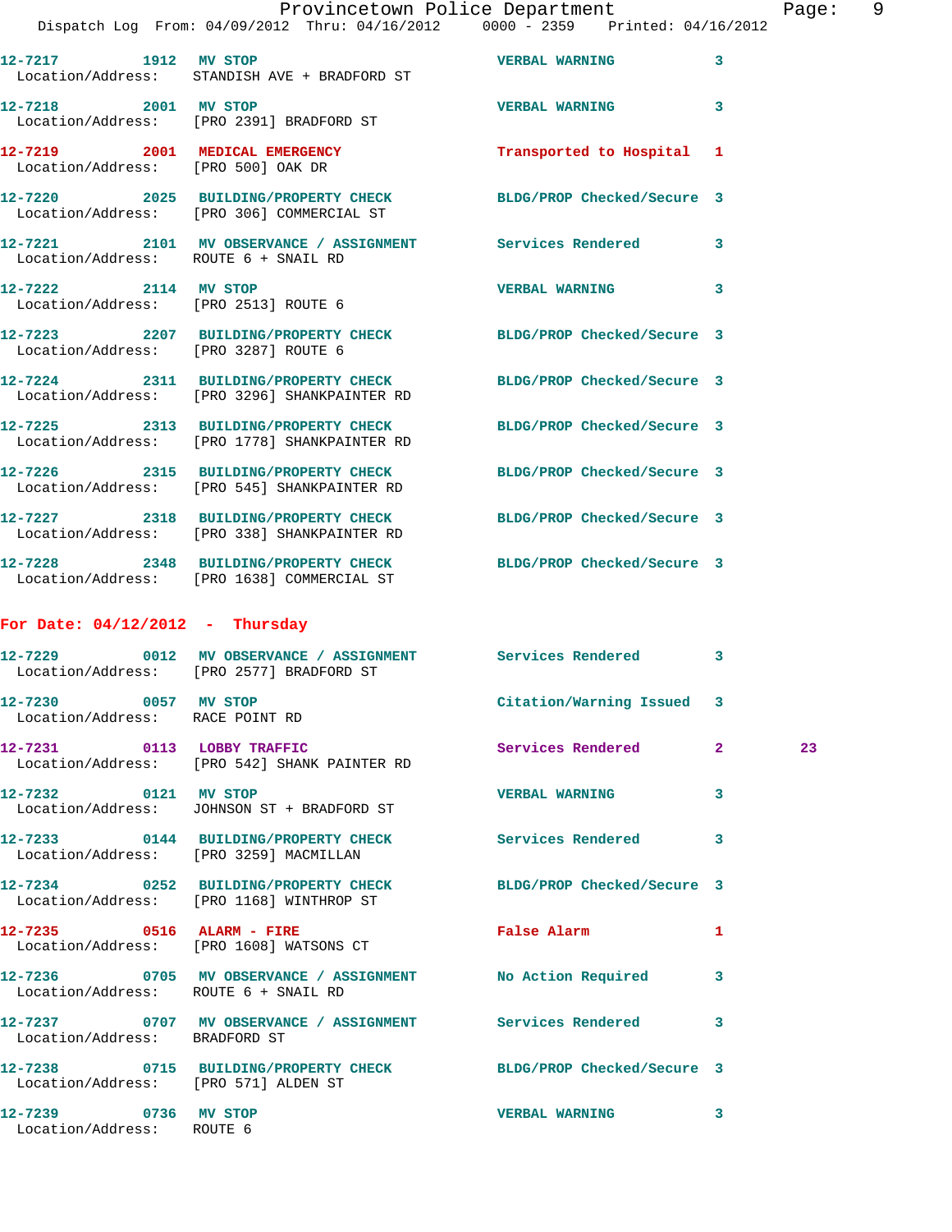| Call # | Time | Call Type | Action | Priority | |
|---|---|---|---|---|---|
| 12-7217 | 1912 | MV STOP | VERBAL WARNING | 3 | |
| Location/Address: | STANDISH AVE + BRADFORD ST | | | | |
| 12-7218 | 2001 | MV STOP | VERBAL WARNING | 3 | |
| Location/Address: | [PRO 2391] BRADFORD ST | | | | |
| 12-7219 | 2001 | MEDICAL EMERGENCY | Transported to Hospital | 1 | |
| Location/Address: | [PRO 500] OAK DR | | | | |
| 12-7220 | 2025 | BUILDING/PROPERTY CHECK | BLDG/PROP Checked/Secure | 3 | |
| Location/Address: | [PRO 306] COMMERCIAL ST | | | | |
| 12-7221 | 2101 | MV OBSERVANCE / ASSIGNMENT | Services Rendered | 3 | |
| Location/Address: | ROUTE 6 + SNAIL RD | | | | |
| 12-7222 | 2114 | MV STOP | VERBAL WARNING | 3 | |
| Location/Address: | [PRO 2513] ROUTE 6 | | | | |
| 12-7223 | 2207 | BUILDING/PROPERTY CHECK | BLDG/PROP Checked/Secure | 3 | |
| Location/Address: | [PRO 3287] ROUTE 6 | | | | |
| 12-7224 | 2311 | BUILDING/PROPERTY CHECK | BLDG/PROP Checked/Secure | 3 | |
| Location/Address: | [PRO 3296] SHANKPAINTER RD | | | | |
| 12-7225 | 2313 | BUILDING/PROPERTY CHECK | BLDG/PROP Checked/Secure | 3 | |
| Location/Address: | [PRO 1778] SHANKPAINTER RD | | | | |
| 12-7226 | 2315 | BUILDING/PROPERTY CHECK | BLDG/PROP Checked/Secure | 3 | |
| Location/Address: | [PRO 545] SHANKPAINTER RD | | | | |
| 12-7227 | 2318 | BUILDING/PROPERTY CHECK | BLDG/PROP Checked/Secure | 3 | |
| Location/Address: | [PRO 338] SHANKPAINTER RD | | | | |
| 12-7228 | 2348 | BUILDING/PROPERTY CHECK | BLDG/PROP Checked/Secure | 3 | |
| Location/Address: | [PRO 1638] COMMERCIAL ST | | | | |

## For Date: 04/12/2012 - Thursday

| Call # | Time | Call Type | Action | Priority | |
|---|---|---|---|---|---|
| 12-7229 | 0012 | MV OBSERVANCE / ASSIGNMENT | Services Rendered | 3 | |
| Location/Address: | [PRO 2577] BRADFORD ST | | | | |
| 12-7230 | 0057 | MV STOP | Citation/Warning Issued | 3 | |
| Location/Address: | RACE POINT RD | | | | |
| 12-7231 | 0113 | LOBBY TRAFFIC | Services Rendered | 2 | 23 |
| Location/Address: | [PRO 542] SHANK PAINTER RD | | | | |
| 12-7232 | 0121 | MV STOP | VERBAL WARNING | 3 | |
| Location/Address: | JOHNSON ST + BRADFORD ST | | | | |
| 12-7233 | 0144 | BUILDING/PROPERTY CHECK | Services Rendered | 3 | |
| Location/Address: | [PRO 3259] MACMILLAN | | | | |
| 12-7234 | 0252 | BUILDING/PROPERTY CHECK | BLDG/PROP Checked/Secure | 3 | |
| Location/Address: | [PRO 1168] WINTHROP ST | | | | |
| 12-7235 | 0516 | ALARM - FIRE | False Alarm | 1 | |
| Location/Address: | [PRO 1608] WATSONS CT | | | | |
| 12-7236 | 0705 | MV OBSERVANCE / ASSIGNMENT | No Action Required | 3 | |
| Location/Address: | ROUTE 6 + SNAIL RD | | | | |
| 12-7237 | 0707 | MV OBSERVANCE / ASSIGNMENT | Services Rendered | 3 | |
| Location/Address: | BRADFORD ST | | | | |
| 12-7238 | 0715 | BUILDING/PROPERTY CHECK | BLDG/PROP Checked/Secure | 3 | |
| Location/Address: | [PRO 571] ALDEN ST | | | | |
| 12-7239 | 0736 | MV STOP | VERBAL WARNING | 3 | |
| Location/Address: | ROUTE 6 | | | | |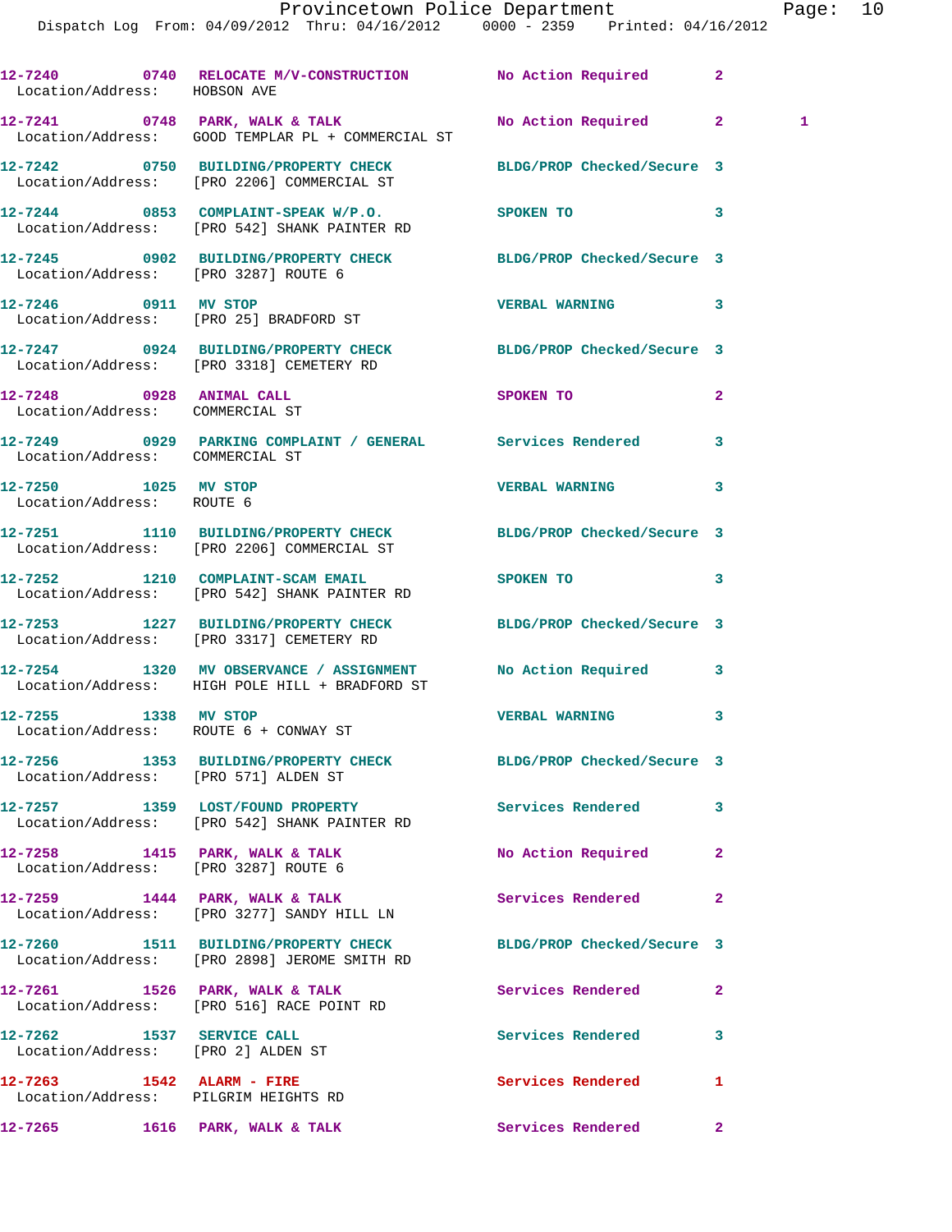| Call # | Time | Call Reason | Action | Priority | |
|---|---|---|---|---|---|
| 12-7240 | 0740 | RELOCATE M/V-CONSTRUCTION | No Action Required | 2 | |
| Location/Address: | | HOBSON AVE | | | |
| 12-7241 | 0748 | PARK, WALK & TALK | No Action Required | 2 | 1 |
| Location/Address: | | GOOD TEMPLAR PL + COMMERCIAL ST | | | |
| 12-7242 | 0750 | BUILDING/PROPERTY CHECK | BLDG/PROP Checked/Secure | 3 | |
| Location/Address: | | [PRO 2206] COMMERCIAL ST | | | |
| 12-7244 | 0853 | COMPLAINT-SPEAK W/P.O. | SPOKEN TO | 3 | |
| Location/Address: | | [PRO 542] SHANK PAINTER RD | | | |
| 12-7245 | 0902 | BUILDING/PROPERTY CHECK | BLDG/PROP Checked/Secure | 3 | |
| Location/Address: | | [PRO 3287] ROUTE 6 | | | |
| 12-7246 | 0911 | MV STOP | VERBAL WARNING | 3 | |
| Location/Address: | | [PRO 25] BRADFORD ST | | | |
| 12-7247 | 0924 | BUILDING/PROPERTY CHECK | BLDG/PROP Checked/Secure | 3 | |
| Location/Address: | | [PRO 3318] CEMETERY RD | | | |
| 12-7248 | 0928 | ANIMAL CALL | SPOKEN TO | 2 | |
| Location/Address: | | COMMERCIAL ST | | | |
| 12-7249 | 0929 | PARKING COMPLAINT / GENERAL | Services Rendered | 3 | |
| Location/Address: | | COMMERCIAL ST | | | |
| 12-7250 | 1025 | MV STOP | VERBAL WARNING | 3 | |
| Location/Address: | | ROUTE 6 | | | |
| 12-7251 | 1110 | BUILDING/PROPERTY CHECK | BLDG/PROP Checked/Secure | 3 | |
| Location/Address: | | [PRO 2206] COMMERCIAL ST | | | |
| 12-7252 | 1210 | COMPLAINT-SCAM EMAIL | SPOKEN TO | 3 | |
| Location/Address: | | [PRO 542] SHANK PAINTER RD | | | |
| 12-7253 | 1227 | BUILDING/PROPERTY CHECK | BLDG/PROP Checked/Secure | 3 | |
| Location/Address: | | [PRO 3317] CEMETERY RD | | | |
| 12-7254 | 1320 | MV OBSERVANCE / ASSIGNMENT | No Action Required | 3 | |
| Location/Address: | | HIGH POLE HILL + BRADFORD ST | | | |
| 12-7255 | 1338 | MV STOP | VERBAL WARNING | 3 | |
| Location/Address: | | ROUTE 6 + CONWAY ST | | | |
| 12-7256 | 1353 | BUILDING/PROPERTY CHECK | BLDG/PROP Checked/Secure | 3 | |
| Location/Address: | | [PRO 571] ALDEN ST | | | |
| 12-7257 | 1359 | LOST/FOUND PROPERTY | Services Rendered | 3 | |
| Location/Address: | | [PRO 542] SHANK PAINTER RD | | | |
| 12-7258 | 1415 | PARK, WALK & TALK | No Action Required | 2 | |
| Location/Address: | | [PRO 3287] ROUTE 6 | | | |
| 12-7259 | 1444 | PARK, WALK & TALK | Services Rendered | 2 | |
| Location/Address: | | [PRO 3277] SANDY HILL LN | | | |
| 12-7260 | 1511 | BUILDING/PROPERTY CHECK | BLDG/PROP Checked/Secure | 3 | |
| Location/Address: | | [PRO 2898] JEROME SMITH RD | | | |
| 12-7261 | 1526 | PARK, WALK & TALK | Services Rendered | 2 | |
| Location/Address: | | [PRO 516] RACE POINT RD | | | |
| 12-7262 | 1537 | SERVICE CALL | Services Rendered | 3 | |
| Location/Address: | | [PRO 2] ALDEN ST | | | |
| 12-7263 | 1542 | ALARM - FIRE | Services Rendered | 1 | |
| Location/Address: | | PILGRIM HEIGHTS RD | | | |
| 12-7265 | 1616 | PARK, WALK & TALK | Services Rendered | 2 | |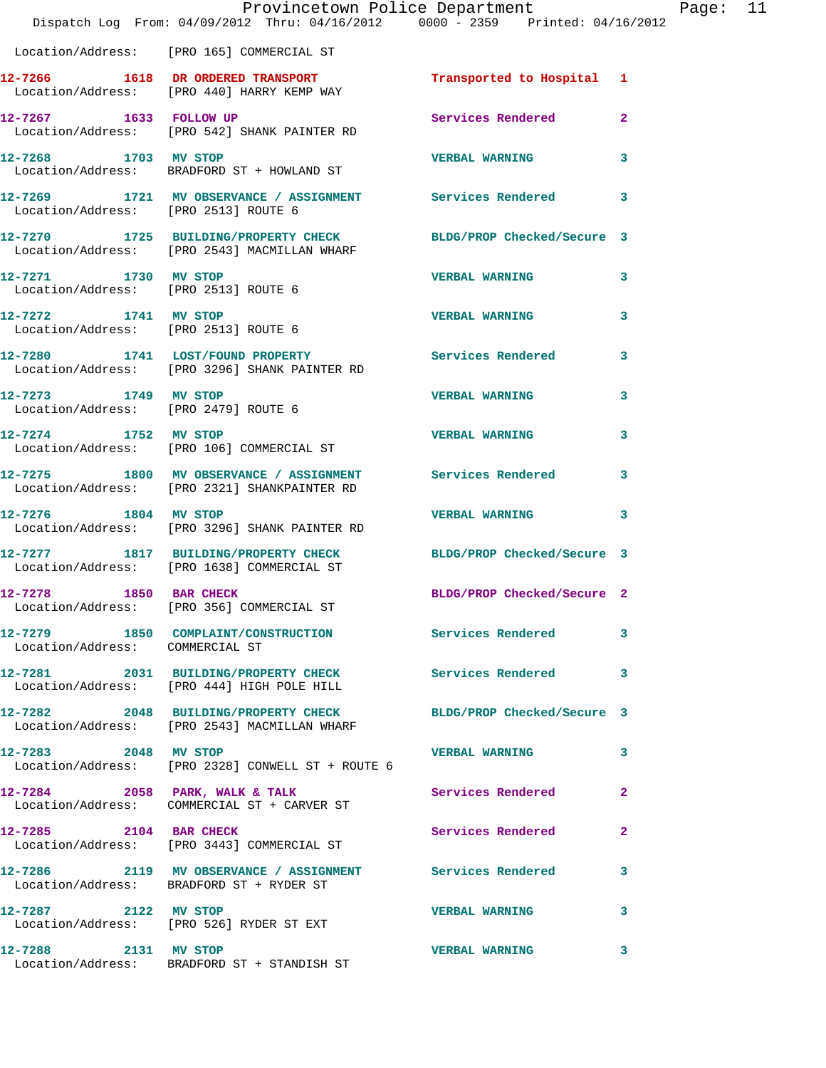Location/Address: [PRO 165] COMMERCIAL ST

| Call # | Time | Call Reason | Action | Priority |
|---|---|---|---|---|
| 12-7266 | 1618 | DR ORDERED TRANSPORT | Transported to Hospital | 1 |
| | | Location/Address: [PRO 440] HARRY KEMP WAY | | |
| 12-7267 | 1633 | FOLLOW UP | Services Rendered | 2 |
| | | Location/Address: [PRO 542] SHANK PAINTER RD | | |
| 12-7268 | 1703 | MV STOP | VERBAL WARNING | 3 |
| | | Location/Address: BRADFORD ST + HOWLAND ST | | |
| 12-7269 | 1721 | MV OBSERVANCE / ASSIGNMENT | Services Rendered | 3 |
| | | Location/Address: [PRO 2513] ROUTE 6 | | |
| 12-7270 | 1725 | BUILDING/PROPERTY CHECK | BLDG/PROP Checked/Secure | 3 |
| | | Location/Address: [PRO 2543] MACMILLAN WHARF | | |
| 12-7271 | 1730 | MV STOP | VERBAL WARNING | 3 |
| | | Location/Address: [PRO 2513] ROUTE 6 | | |
| 12-7272 | 1741 | MV STOP | VERBAL WARNING | 3 |
| | | Location/Address: [PRO 2513] ROUTE 6 | | |
| 12-7280 | 1741 | LOST/FOUND PROPERTY | Services Rendered | 3 |
| | | Location/Address: [PRO 3296] SHANK PAINTER RD | | |
| 12-7273 | 1749 | MV STOP | VERBAL WARNING | 3 |
| | | Location/Address: [PRO 2479] ROUTE 6 | | |
| 12-7274 | 1752 | MV STOP | VERBAL WARNING | 3 |
| | | Location/Address: [PRO 106] COMMERCIAL ST | | |
| 12-7275 | 1800 | MV OBSERVANCE / ASSIGNMENT | Services Rendered | 3 |
| | | Location/Address: [PRO 2321] SHANKPAINTER RD | | |
| 12-7276 | 1804 | MV STOP | VERBAL WARNING | 3 |
| | | Location/Address: [PRO 3296] SHANK PAINTER RD | | |
| 12-7277 | 1817 | BUILDING/PROPERTY CHECK | BLDG/PROP Checked/Secure | 3 |
| | | Location/Address: [PRO 1638] COMMERCIAL ST | | |
| 12-7278 | 1850 | BAR CHECK | BLDG/PROP Checked/Secure | 2 |
| | | Location/Address: [PRO 356] COMMERCIAL ST | | |
| 12-7279 | 1850 | COMPLAINT/CONSTRUCTION | Services Rendered | 3 |
| | | Location/Address: COMMERCIAL ST | | |
| 12-7281 | 2031 | BUILDING/PROPERTY CHECK | Services Rendered | 3 |
| | | Location/Address: [PRO 444] HIGH POLE HILL | | |
| 12-7282 | 2048 | BUILDING/PROPERTY CHECK | BLDG/PROP Checked/Secure | 3 |
| | | Location/Address: [PRO 2543] MACMILLAN WHARF | | |
| 12-7283 | 2048 | MV STOP | VERBAL WARNING | 3 |
| | | Location/Address: [PRO 2328] CONWELL ST + ROUTE 6 | | |
| 12-7284 | 2058 | PARK, WALK & TALK | Services Rendered | 2 |
| | | Location/Address: COMMERCIAL ST + CARVER ST | | |
| 12-7285 | 2104 | BAR CHECK | Services Rendered | 2 |
| | | Location/Address: [PRO 3443] COMMERCIAL ST | | |
| 12-7286 | 2119 | MV OBSERVANCE / ASSIGNMENT | Services Rendered | 3 |
| | | Location/Address: BRADFORD ST + RYDER ST | | |
| 12-7287 | 2122 | MV STOP | VERBAL WARNING | 3 |
| | | Location/Address: [PRO 526] RYDER ST EXT | | |
| 12-7288 | 2131 | MV STOP | VERBAL WARNING | 3 |
| | | Location/Address: BRADFORD ST + STANDISH ST | | |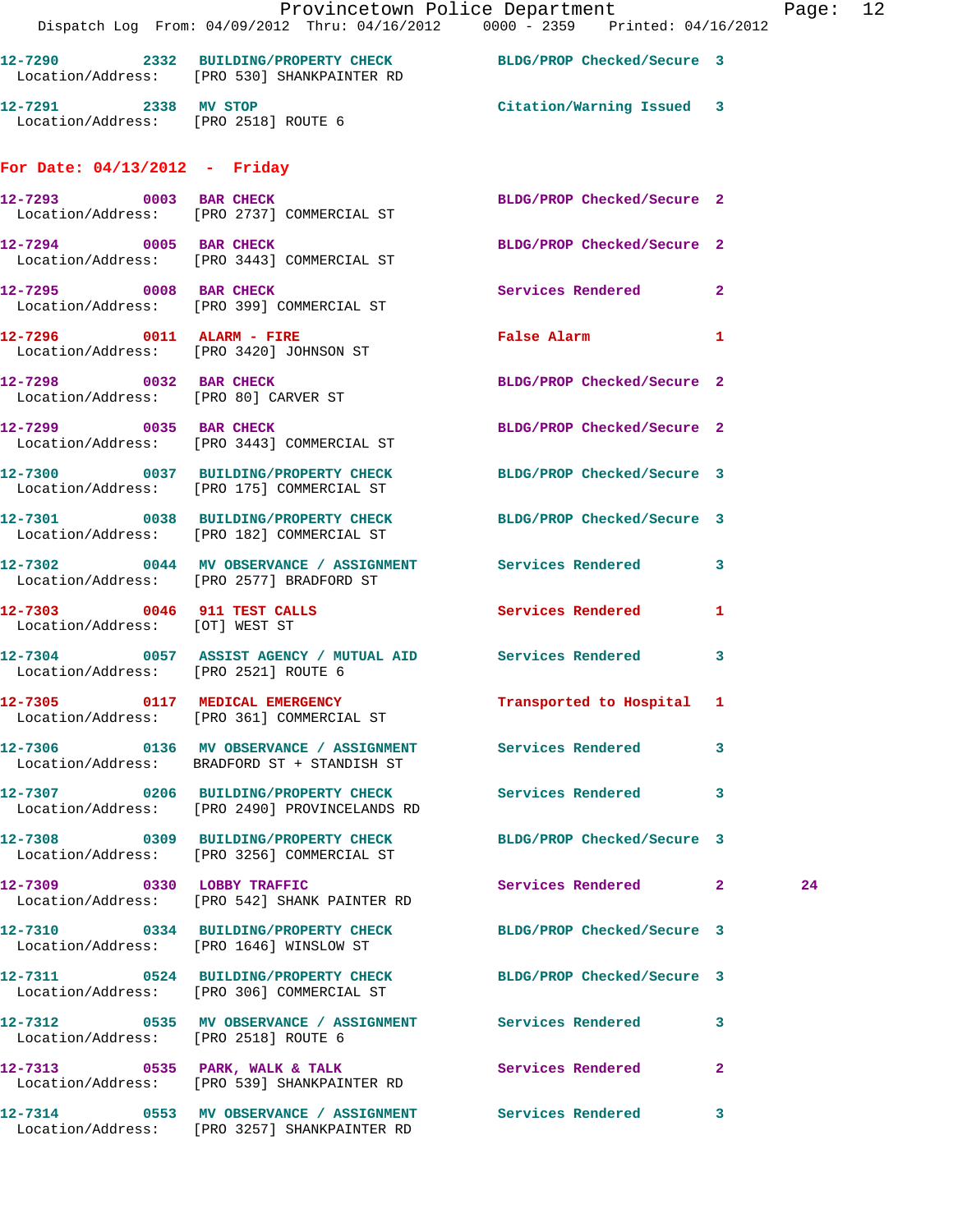12-7290 2332 BUILDING/PROPERTY CHECK BLDG/PROP Checked/Secure 3
Location/Address: [PRO 530] SHANKPAINTER RD

12-7291 2338 MV STOP Citation/Warning Issued 3
Location/Address: [PRO 2518] ROUTE 6

## For Date: 04/13/2012 - Friday

12-7293 0003 BAR CHECK BLDG/PROP Checked/Secure 2
Location/Address: [PRO 2737] COMMERCIAL ST

12-7294 0005 BAR CHECK BLDG/PROP Checked/Secure 2
Location/Address: [PRO 3443] COMMERCIAL ST

12-7295 0008 BAR CHECK Services Rendered 2
Location/Address: [PRO 399] COMMERCIAL ST

12-7296 0011 ALARM - FIRE False Alarm 1
Location/Address: [PRO 3420] JOHNSON ST

12-7298 0032 BAR CHECK BLDG/PROP Checked/Secure 2
Location/Address: [PRO 80] CARVER ST

12-7299 0035 BAR CHECK BLDG/PROP Checked/Secure 2
Location/Address: [PRO 3443] COMMERCIAL ST

12-7300 0037 BUILDING/PROPERTY CHECK BLDG/PROP Checked/Secure 3
Location/Address: [PRO 175] COMMERCIAL ST

12-7301 0038 BUILDING/PROPERTY CHECK BLDG/PROP Checked/Secure 3
Location/Address: [PRO 182] COMMERCIAL ST

12-7302 0044 MV OBSERVANCE / ASSIGNMENT Services Rendered 3
Location/Address: [PRO 2577] BRADFORD ST

12-7303 0046 911 TEST CALLS Services Rendered 1
Location/Address: [OT] WEST ST

12-7304 0057 ASSIST AGENCY / MUTUAL AID Services Rendered 3
Location/Address: [PRO 2521] ROUTE 6

12-7305 0117 MEDICAL EMERGENCY Transported to Hospital 1
Location/Address: [PRO 361] COMMERCIAL ST

12-7306 0136 MV OBSERVANCE / ASSIGNMENT Services Rendered 3
Location/Address: BRADFORD ST + STANDISH ST

12-7307 0206 BUILDING/PROPERTY CHECK Services Rendered 3
Location/Address: [PRO 2490] PROVINCELANDS RD

12-7308 0309 BUILDING/PROPERTY CHECK BLDG/PROP Checked/Secure 3
Location/Address: [PRO 3256] COMMERCIAL ST

12-7309 0330 LOBBY TRAFFIC Services Rendered 2 24
Location/Address: [PRO 542] SHANK PAINTER RD

12-7310 0334 BUILDING/PROPERTY CHECK BLDG/PROP Checked/Secure 3
Location/Address: [PRO 1646] WINSLOW ST

12-7311 0524 BUILDING/PROPERTY CHECK BLDG/PROP Checked/Secure 3
Location/Address: [PRO 306] COMMERCIAL ST

12-7312 0535 MV OBSERVANCE / ASSIGNMENT Services Rendered 3
Location/Address: [PRO 2518] ROUTE 6

12-7313 0535 PARK, WALK & TALK Services Rendered 2
Location/Address: [PRO 539] SHANKPAINTER RD

12-7314 0553 MV OBSERVANCE / ASSIGNMENT Services Rendered 3
Location/Address: [PRO 3257] SHANKPAINTER RD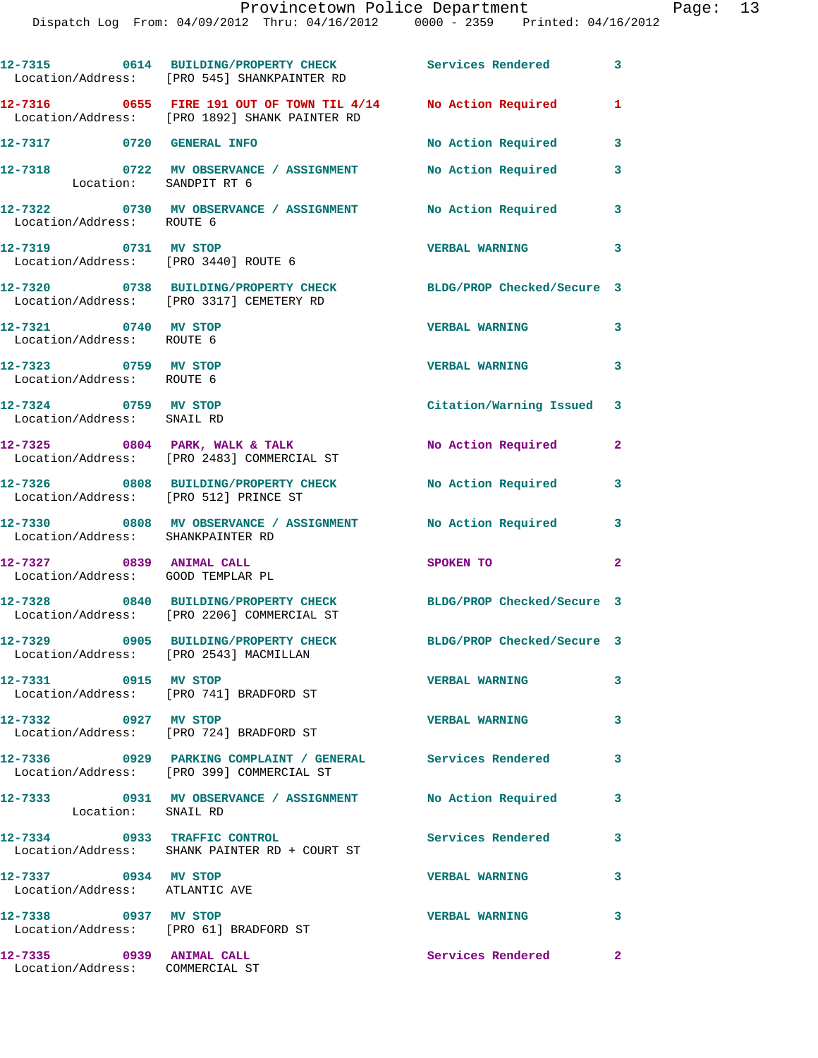12-7315 0614 BUILDING/PROPERTY CHECK Services Rendered 3
Location/Address: [PRO 545] SHANKPAINTER RD

12-7316 0655 FIRE 191 OUT OF TOWN TIL 4/14 No Action Required 1
Location/Address: [PRO 1892] SHANK PAINTER RD

12-7317 0720 GENERAL INFO No Action Required 3

12-7318 0722 MV OBSERVANCE / ASSIGNMENT No Action Required 3
Location: SANDPIT RT 6

12-7322 0730 MV OBSERVANCE / ASSIGNMENT No Action Required 3
Location/Address: ROUTE 6

12-7319 0731 MV STOP VERBAL WARNING 3
Location/Address: [PRO 3440] ROUTE 6

12-7320 0738 BUILDING/PROPERTY CHECK BLDG/PROP Checked/Secure 3
Location/Address: [PRO 3317] CEMETERY RD

12-7321 0740 MV STOP VERBAL WARNING 3
Location/Address: ROUTE 6

12-7323 0759 MV STOP VERBAL WARNING 3
Location/Address: ROUTE 6

12-7324 0759 MV STOP Citation/Warning Issued 3
Location/Address: SNAIL RD

12-7325 0804 PARK, WALK & TALK No Action Required 2
Location/Address: [PRO 2483] COMMERCIAL ST

12-7326 0808 BUILDING/PROPERTY CHECK No Action Required 3
Location/Address: [PRO 512] PRINCE ST

12-7330 0808 MV OBSERVANCE / ASSIGNMENT No Action Required 3
Location/Address: SHANKPAINTER RD

12-7327 0839 ANIMAL CALL SPOKEN TO 2
Location/Address: GOOD TEMPLAR PL

12-7328 0840 BUILDING/PROPERTY CHECK BLDG/PROP Checked/Secure 3
Location/Address: [PRO 2206] COMMERCIAL ST

12-7329 0905 BUILDING/PROPERTY CHECK BLDG/PROP Checked/Secure 3
Location/Address: [PRO 2543] MACMILLAN

12-7331 0915 MV STOP VERBAL WARNING 3
Location/Address: [PRO 741] BRADFORD ST

12-7332 0927 MV STOP VERBAL WARNING 3
Location/Address: [PRO 724] BRADFORD ST

12-7336 0929 PARKING COMPLAINT / GENERAL Services Rendered 3
Location/Address: [PRO 399] COMMERCIAL ST

12-7333 0931 MV OBSERVANCE / ASSIGNMENT No Action Required 3
Location: SNAIL RD

12-7334 0933 TRAFFIC CONTROL Services Rendered 3
Location/Address: SHANK PAINTER RD + COURT ST

12-7337 0934 MV STOP VERBAL WARNING 3
Location/Address: ATLANTIC AVE

12-7338 0937 MV STOP VERBAL WARNING 3
Location/Address: [PRO 61] BRADFORD ST

12-7335 0939 ANIMAL CALL Services Rendered 2
Location/Address: COMMERCIAL ST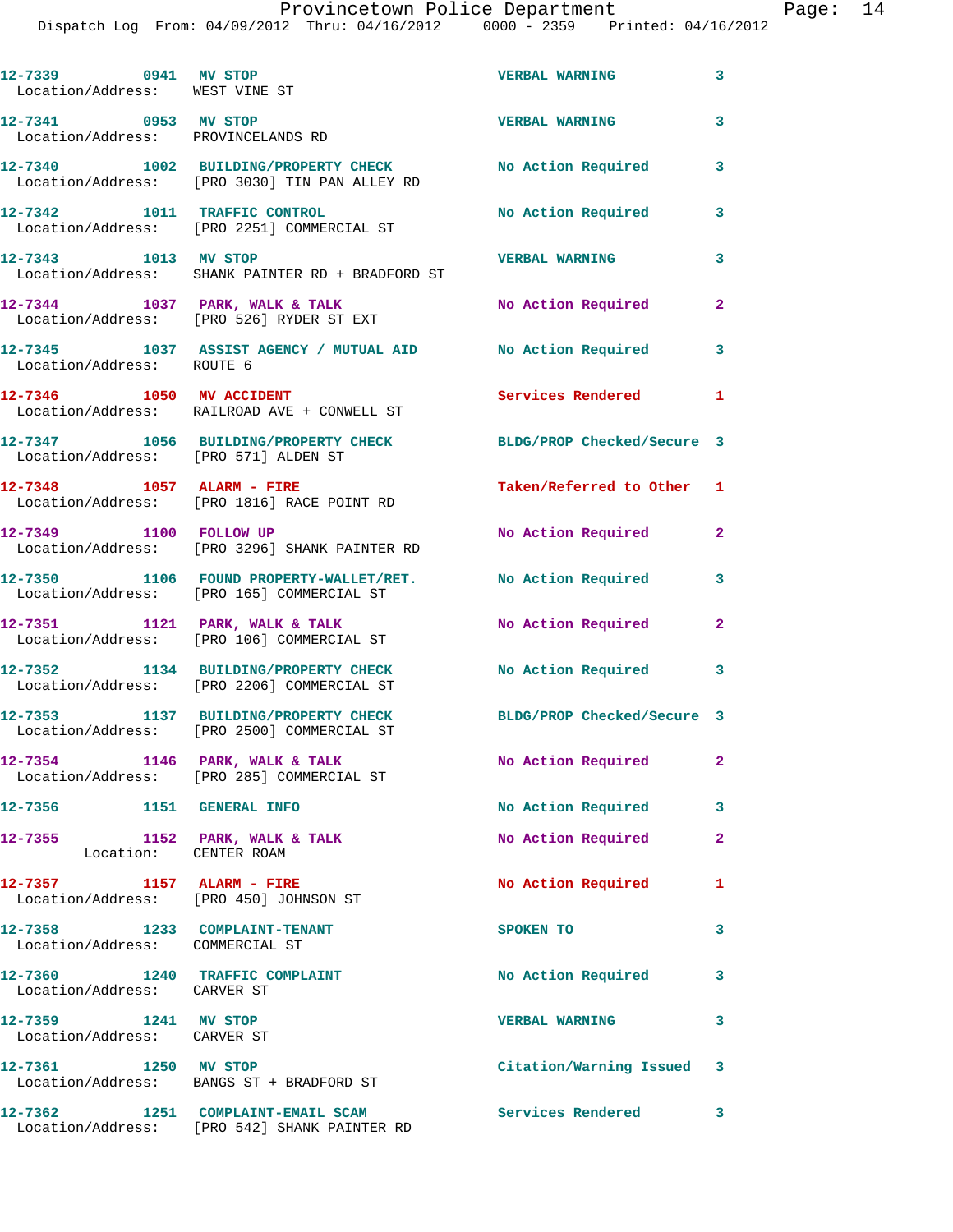12-7339 0941 MV STOP VERBAL WARNING 3
Location/Address: WEST VINE ST

12-7341 0953 MV STOP VERBAL WARNING 3
Location/Address: PROVINCELANDS RD

12-7340 1002 BUILDING/PROPERTY CHECK No Action Required 3
Location/Address: [PRO 3030] TIN PAN ALLEY RD

12-7342 1011 TRAFFIC CONTROL No Action Required 3
Location/Address: [PRO 2251] COMMERCIAL ST

12-7343 1013 MV STOP VERBAL WARNING 3
Location/Address: SHANK PAINTER RD + BRADFORD ST

12-7344 1037 PARK, WALK & TALK No Action Required 2
Location/Address: [PRO 526] RYDER ST EXT

12-7345 1037 ASSIST AGENCY / MUTUAL AID No Action Required 3
Location/Address: ROUTE 6

12-7346 1050 MV ACCIDENT Services Rendered 1
Location/Address: RAILROAD AVE + CONWELL ST

12-7347 1056 BUILDING/PROPERTY CHECK BLDG/PROP Checked/Secure 3
Location/Address: [PRO 571] ALDEN ST

12-7348 1057 ALARM - FIRE Taken/Referred to Other 1
Location/Address: [PRO 1816] RACE POINT RD

12-7349 1100 FOLLOW UP No Action Required 2
Location/Address: [PRO 3296] SHANK PAINTER RD

12-7350 1106 FOUND PROPERTY-WALLET/RET. No Action Required 3
Location/Address: [PRO 165] COMMERCIAL ST

12-7351 1121 PARK, WALK & TALK No Action Required 2
Location/Address: [PRO 106] COMMERCIAL ST

12-7352 1134 BUILDING/PROPERTY CHECK No Action Required 3
Location/Address: [PRO 2206] COMMERCIAL ST

12-7353 1137 BUILDING/PROPERTY CHECK BLDG/PROP Checked/Secure 3
Location/Address: [PRO 2500] COMMERCIAL ST

12-7354 1146 PARK, WALK & TALK No Action Required 2
Location/Address: [PRO 285] COMMERCIAL ST

12-7356 1151 GENERAL INFO No Action Required 3

12-7355 1152 PARK, WALK & TALK No Action Required 2
Location: CENTER ROAM

12-7357 1157 ALARM - FIRE No Action Required 1
Location/Address: [PRO 450] JOHNSON ST

12-7358 1233 COMPLAINT-TENANT SPOKEN TO 3
Location/Address: COMMERCIAL ST

12-7360 1240 TRAFFIC COMPLAINT No Action Required 3
Location/Address: CARVER ST

12-7359 1241 MV STOP VERBAL WARNING 3
Location/Address: CARVER ST

12-7361 1250 MV STOP Citation/Warning Issued 3
Location/Address: BANGS ST + BRADFORD ST

12-7362 1251 COMPLAINT-EMAIL SCAM Services Rendered 3
Location/Address: [PRO 542] SHANK PAINTER RD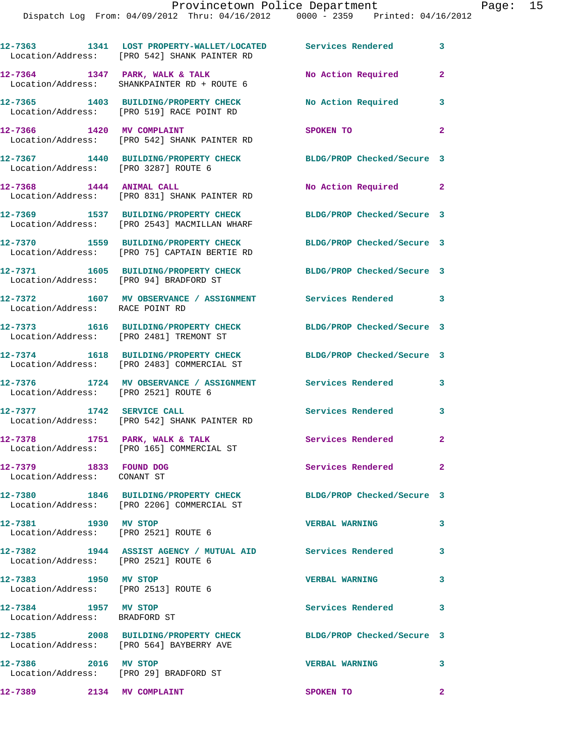12-7363 1341 LOST PROPERTY-WALLET/LOCATED Services Rendered 3
Location/Address: [PRO 542] SHANK PAINTER RD

12-7364 1347 PARK, WALK & TALK No Action Required 2
Location/Address: SHANKPAINTER RD + ROUTE 6

12-7365 1403 BUILDING/PROPERTY CHECK No Action Required 3
Location/Address: [PRO 519] RACE POINT RD

12-7366 1420 MV COMPLAINT SPOKEN TO 2
Location/Address: [PRO 542] SHANK PAINTER RD

12-7367 1440 BUILDING/PROPERTY CHECK BLDG/PROP Checked/Secure 3
Location/Address: [PRO 3287] ROUTE 6

12-7368 1444 ANIMAL CALL No Action Required 2
Location/Address: [PRO 831] SHANK PAINTER RD

12-7369 1537 BUILDING/PROPERTY CHECK BLDG/PROP Checked/Secure 3
Location/Address: [PRO 2543] MACMILLAN WHARF

12-7370 1559 BUILDING/PROPERTY CHECK BLDG/PROP Checked/Secure 3
Location/Address: [PRO 75] CAPTAIN BERTIE RD

12-7371 1605 BUILDING/PROPERTY CHECK BLDG/PROP Checked/Secure 3
Location/Address: [PRO 94] BRADFORD ST

12-7372 1607 MV OBSERVANCE / ASSIGNMENT Services Rendered 3
Location/Address: RACE POINT RD

12-7373 1616 BUILDING/PROPERTY CHECK BLDG/PROP Checked/Secure 3
Location/Address: [PRO 2481] TREMONT ST

12-7374 1618 BUILDING/PROPERTY CHECK BLDG/PROP Checked/Secure 3
Location/Address: [PRO 2483] COMMERCIAL ST

12-7376 1724 MV OBSERVANCE / ASSIGNMENT Services Rendered 3
Location/Address: [PRO 2521] ROUTE 6

12-7377 1742 SERVICE CALL Services Rendered 3
Location/Address: [PRO 542] SHANK PAINTER RD

12-7378 1751 PARK, WALK & TALK Services Rendered 2
Location/Address: [PRO 165] COMMERCIAL ST

12-7379 1833 FOUND DOG Services Rendered 2
Location/Address: CONANT ST

12-7380 1846 BUILDING/PROPERTY CHECK BLDG/PROP Checked/Secure 3
Location/Address: [PRO 2206] COMMERCIAL ST

12-7381 1930 MV STOP VERBAL WARNING 3
Location/Address: [PRO 2521] ROUTE 6

12-7382 1944 ASSIST AGENCY / MUTUAL AID Services Rendered 3
Location/Address: [PRO 2521] ROUTE 6

12-7383 1950 MV STOP VERBAL WARNING 3
Location/Address: [PRO 2513] ROUTE 6

12-7384 1957 MV STOP Services Rendered 3
Location/Address: BRADFORD ST

12-7385 2008 BUILDING/PROPERTY CHECK BLDG/PROP Checked/Secure 3
Location/Address: [PRO 564] BAYBERRY AVE

12-7386 2016 MV STOP VERBAL WARNING 3
Location/Address: [PRO 29] BRADFORD ST

12-7389 2134 MV COMPLAINT SPOKEN TO 2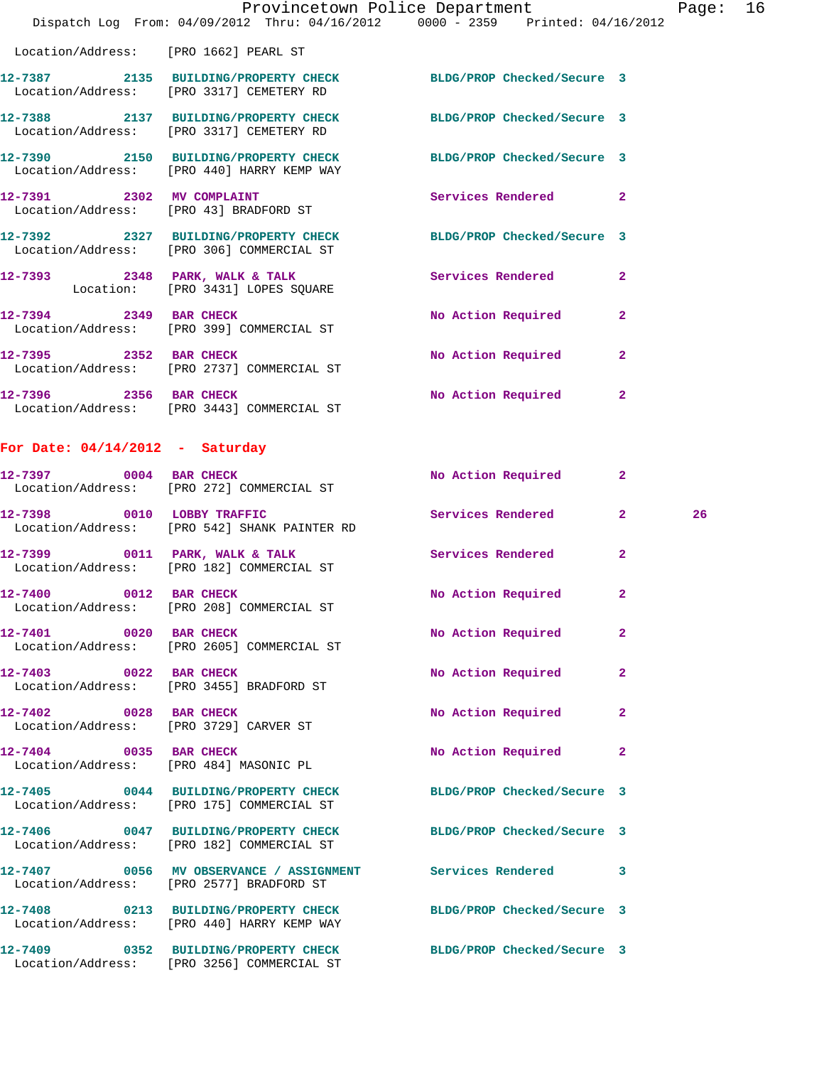Location/Address: [PRO 1662] PEARL ST

12-7387 2135 BUILDING/PROPERTY CHECK BLDG/PROP Checked/Secure 3
Location/Address: [PRO 3317] CEMETERY RD

12-7388 2137 BUILDING/PROPERTY CHECK BLDG/PROP Checked/Secure 3
Location/Address: [PRO 3317] CEMETERY RD

12-7390 2150 BUILDING/PROPERTY CHECK BLDG/PROP Checked/Secure 3
Location/Address: [PRO 440] HARRY KEMP WAY

12-7391 2302 MV COMPLAINT Services Rendered 2
Location/Address: [PRO 43] BRADFORD ST

12-7392 2327 BUILDING/PROPERTY CHECK BLDG/PROP Checked/Secure 3
Location/Address: [PRO 306] COMMERCIAL ST

12-7393 2348 PARK, WALK & TALK Services Rendered 2
Location: [PRO 3431] LOPES SQUARE

12-7394 2349 BAR CHECK No Action Required 2
Location/Address: [PRO 399] COMMERCIAL ST

12-7395 2352 BAR CHECK No Action Required 2
Location/Address: [PRO 2737] COMMERCIAL ST

12-7396 2356 BAR CHECK No Action Required 2
Location/Address: [PRO 3443] COMMERCIAL ST

## For Date: 04/14/2012 - Saturday

12-7397 0004 BAR CHECK No Action Required 2
Location/Address: [PRO 272] COMMERCIAL ST

12-7398 0010 LOBBY TRAFFIC Services Rendered 2 26
Location/Address: [PRO 542] SHANK PAINTER RD

12-7399 0011 PARK, WALK & TALK Services Rendered 2
Location/Address: [PRO 182] COMMERCIAL ST

12-7400 0012 BAR CHECK No Action Required 2
Location/Address: [PRO 208] COMMERCIAL ST

12-7401 0020 BAR CHECK No Action Required 2
Location/Address: [PRO 2605] COMMERCIAL ST

12-7403 0022 BAR CHECK No Action Required 2
Location/Address: [PRO 3455] BRADFORD ST

12-7402 0028 BAR CHECK No Action Required 2
Location/Address: [PRO 3729] CARVER ST

12-7404 0035 BAR CHECK No Action Required 2
Location/Address: [PRO 484] MASONIC PL

12-7405 0044 BUILDING/PROPERTY CHECK BLDG/PROP Checked/Secure 3
Location/Address: [PRO 175] COMMERCIAL ST

12-7406 0047 BUILDING/PROPERTY CHECK BLDG/PROP Checked/Secure 3
Location/Address: [PRO 182] COMMERCIAL ST

12-7407 0056 MV OBSERVANCE / ASSIGNMENT Services Rendered 3
Location/Address: [PRO 2577] BRADFORD ST

12-7408 0213 BUILDING/PROPERTY CHECK BLDG/PROP Checked/Secure 3
Location/Address: [PRO 440] HARRY KEMP WAY

12-7409 0352 BUILDING/PROPERTY CHECK BLDG/PROP Checked/Secure 3
Location/Address: [PRO 3256] COMMERCIAL ST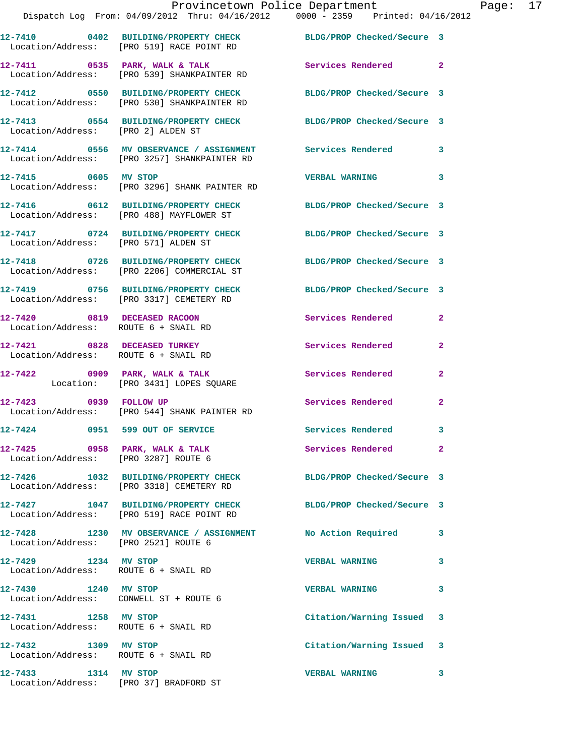| Call # | Time | Call Type | Disposition | Priority |
|---|---|---|---|---|
| 12-7410 | 0402 | BUILDING/PROPERTY CHECK | BLDG/PROP Checked/Secure | 3 |
| Location/Address: | [PRO 519] RACE POINT RD | | | |
| 12-7411 | 0535 | PARK, WALK & TALK | Services Rendered | 2 |
| Location/Address: | [PRO 539] SHANKPAINTER RD | | | |
| 12-7412 | 0550 | BUILDING/PROPERTY CHECK | BLDG/PROP Checked/Secure | 3 |
| Location/Address: | [PRO 530] SHANKPAINTER RD | | | |
| 12-7413 | 0554 | BUILDING/PROPERTY CHECK | BLDG/PROP Checked/Secure | 3 |
| Location/Address: | [PRO 2] ALDEN ST | | | |
| 12-7414 | 0556 | MV OBSERVANCE / ASSIGNMENT | Services Rendered | 3 |
| Location/Address: | [PRO 3257] SHANKPAINTER RD | | | |
| 12-7415 | 0605 | MV STOP | VERBAL WARNING | 3 |
| Location/Address: | [PRO 3296] SHANK PAINTER RD | | | |
| 12-7416 | 0612 | BUILDING/PROPERTY CHECK | BLDG/PROP Checked/Secure | 3 |
| Location/Address: | [PRO 488] MAYFLOWER ST | | | |
| 12-7417 | 0724 | BUILDING/PROPERTY CHECK | BLDG/PROP Checked/Secure | 3 |
| Location/Address: | [PRO 571] ALDEN ST | | | |
| 12-7418 | 0726 | BUILDING/PROPERTY CHECK | BLDG/PROP Checked/Secure | 3 |
| Location/Address: | [PRO 2206] COMMERCIAL ST | | | |
| 12-7419 | 0756 | BUILDING/PROPERTY CHECK | BLDG/PROP Checked/Secure | 3 |
| Location/Address: | [PRO 3317] CEMETERY RD | | | |
| 12-7420 | 0819 | DECEASED RACOON | Services Rendered | 2 |
| Location/Address: | ROUTE 6 + SNAIL RD | | | |
| 12-7421 | 0828 | DECEASED TURKEY | Services Rendered | 2 |
| Location/Address: | ROUTE 6 + SNAIL RD | | | |
| 12-7422 | 0909 | PARK, WALK & TALK | Services Rendered | 2 |
| Location: | [PRO 3431] LOPES SQUARE | | | |
| 12-7423 | 0939 | FOLLOW UP | Services Rendered | 2 |
| Location/Address: | [PRO 544] SHANK PAINTER RD | | | |
| 12-7424 | 0951 | 599 OUT OF SERVICE | Services Rendered | 3 |
| 12-7425 | 0958 | PARK, WALK & TALK | Services Rendered | 2 |
| Location/Address: | [PRO 3287] ROUTE 6 | | | |
| 12-7426 | 1032 | BUILDING/PROPERTY CHECK | BLDG/PROP Checked/Secure | 3 |
| Location/Address: | [PRO 3318] CEMETERY RD | | | |
| 12-7427 | 1047 | BUILDING/PROPERTY CHECK | BLDG/PROP Checked/Secure | 3 |
| Location/Address: | [PRO 519] RACE POINT RD | | | |
| 12-7428 | 1230 | MV OBSERVANCE / ASSIGNMENT | No Action Required | 3 |
| Location/Address: | [PRO 2521] ROUTE 6 | | | |
| 12-7429 | 1234 | MV STOP | VERBAL WARNING | 3 |
| Location/Address: | ROUTE 6 + SNAIL RD | | | |
| 12-7430 | 1240 | MV STOP | VERBAL WARNING | 3 |
| Location/Address: | CONWELL ST + ROUTE 6 | | | |
| 12-7431 | 1258 | MV STOP | Citation/Warning Issued | 3 |
| Location/Address: | ROUTE 6 + SNAIL RD | | | |
| 12-7432 | 1309 | MV STOP | Citation/Warning Issued | 3 |
| Location/Address: | ROUTE 6 + SNAIL RD | | | |
| 12-7433 | 1314 | MV STOP | VERBAL WARNING | 3 |
| Location/Address: | [PRO 37] BRADFORD ST | | | |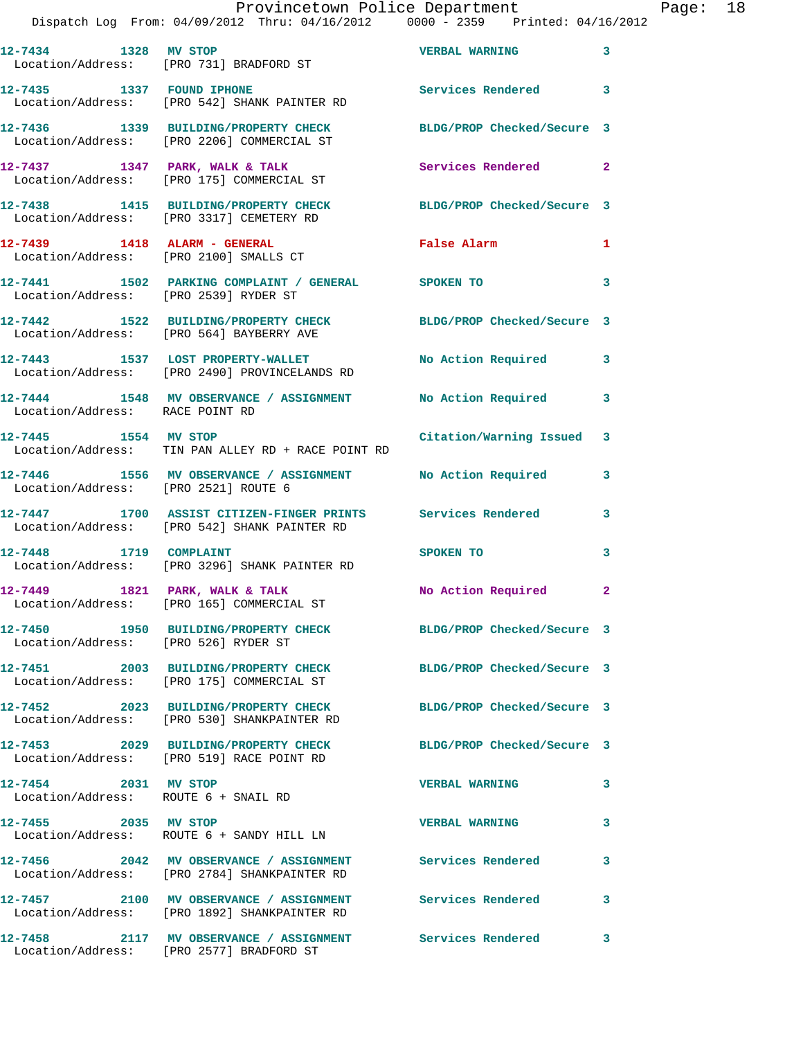| Call Number | Time | Call Reason | Action | Priority |
|---|---|---|---|---|
| 12-7434 | 1328 | MV STOP | VERBAL WARNING | 3 |
| Location/Address: | | [PRO 731] BRADFORD ST | | |
| 12-7435 | 1337 | FOUND IPHONE | Services Rendered | 3 |
| Location/Address: | | [PRO 542] SHANK PAINTER RD | | |
| 12-7436 | 1339 | BUILDING/PROPERTY CHECK | BLDG/PROP Checked/Secure | 3 |
| Location/Address: | | [PRO 2206] COMMERCIAL ST | | |
| 12-7437 | 1347 | PARK, WALK & TALK | Services Rendered | 2 |
| Location/Address: | | [PRO 175] COMMERCIAL ST | | |
| 12-7438 | 1415 | BUILDING/PROPERTY CHECK | BLDG/PROP Checked/Secure | 3 |
| Location/Address: | | [PRO 3317] CEMETERY RD | | |
| 12-7439 | 1418 | ALARM - GENERAL | False Alarm | 1 |
| Location/Address: | | [PRO 2100] SMALLS CT | | |
| 12-7441 | 1502 | PARKING COMPLAINT / GENERAL | SPOKEN TO | 3 |
| Location/Address: | | [PRO 2539] RYDER ST | | |
| 12-7442 | 1522 | BUILDING/PROPERTY CHECK | BLDG/PROP Checked/Secure | 3 |
| Location/Address: | | [PRO 564] BAYBERRY AVE | | |
| 12-7443 | 1537 | LOST PROPERTY-WALLET | No Action Required | 3 |
| Location/Address: | | [PRO 2490] PROVINCELANDS RD | | |
| 12-7444 | 1548 | MV OBSERVANCE / ASSIGNMENT | No Action Required | 3 |
| Location/Address: | | RACE POINT RD | | |
| 12-7445 | 1554 | MV STOP | Citation/Warning Issued | 3 |
| Location/Address: | | TIN PAN ALLEY RD + RACE POINT RD | | |
| 12-7446 | 1556 | MV OBSERVANCE / ASSIGNMENT | No Action Required | 3 |
| Location/Address: | | [PRO 2521] ROUTE 6 | | |
| 12-7447 | 1700 | ASSIST CITIZEN-FINGER PRINTS | Services Rendered | 3 |
| Location/Address: | | [PRO 542] SHANK PAINTER RD | | |
| 12-7448 | 1719 | COMPLAINT | SPOKEN TO | 3 |
| Location/Address: | | [PRO 3296] SHANK PAINTER RD | | |
| 12-7449 | 1821 | PARK, WALK & TALK | No Action Required | 2 |
| Location/Address: | | [PRO 165] COMMERCIAL ST | | |
| 12-7450 | 1950 | BUILDING/PROPERTY CHECK | BLDG/PROP Checked/Secure | 3 |
| Location/Address: | | [PRO 526] RYDER ST | | |
| 12-7451 | 2003 | BUILDING/PROPERTY CHECK | BLDG/PROP Checked/Secure | 3 |
| Location/Address: | | [PRO 175] COMMERCIAL ST | | |
| 12-7452 | 2023 | BUILDING/PROPERTY CHECK | BLDG/PROP Checked/Secure | 3 |
| Location/Address: | | [PRO 530] SHANKPAINTER RD | | |
| 12-7453 | 2029 | BUILDING/PROPERTY CHECK | BLDG/PROP Checked/Secure | 3 |
| Location/Address: | | [PRO 519] RACE POINT RD | | |
| 12-7454 | 2031 | MV STOP | VERBAL WARNING | 3 |
| Location/Address: | | ROUTE 6 + SNAIL RD | | |
| 12-7455 | 2035 | MV STOP | VERBAL WARNING | 3 |
| Location/Address: | | ROUTE 6 + SANDY HILL LN | | |
| 12-7456 | 2042 | MV OBSERVANCE / ASSIGNMENT | Services Rendered | 3 |
| Location/Address: | | [PRO 2784] SHANKPAINTER RD | | |
| 12-7457 | 2100 | MV OBSERVANCE / ASSIGNMENT | Services Rendered | 3 |
| Location/Address: | | [PRO 1892] SHANKPAINTER RD | | |
| 12-7458 | 2117 | MV OBSERVANCE / ASSIGNMENT | Services Rendered | 3 |
| Location/Address: | | [PRO 2577] BRADFORD ST | | |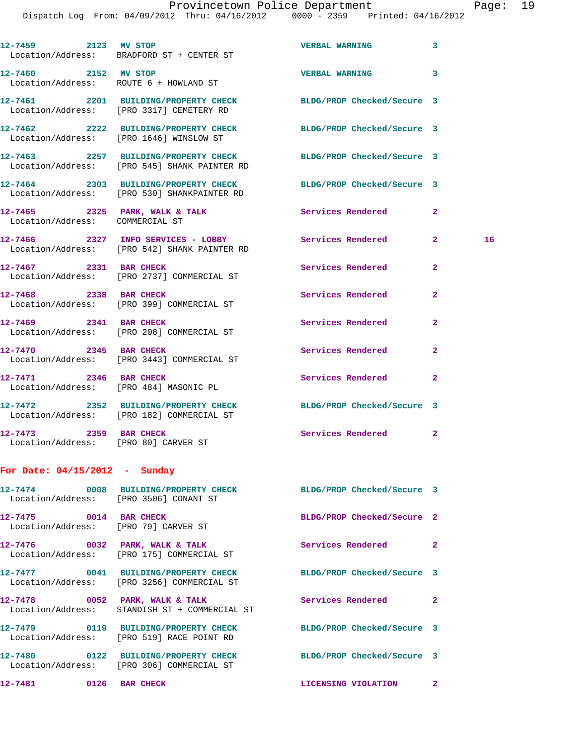12-7459 2123 MV STOP VERBAL WARNING 3
Location/Address: BRADFORD ST + CENTER ST

12-7460 2152 MV STOP VERBAL WARNING 3
Location/Address: ROUTE 6 + HOWLAND ST

12-7461 2201 BUILDING/PROPERTY CHECK BLDG/PROP Checked/Secure 3
Location/Address: [PRO 3317] CEMETERY RD

12-7462 2222 BUILDING/PROPERTY CHECK BLDG/PROP Checked/Secure 3
Location/Address: [PRO 1646] WINSLOW ST

12-7463 2257 BUILDING/PROPERTY CHECK BLDG/PROP Checked/Secure 3
Location/Address: [PRO 545] SHANK PAINTER RD

12-7464 2303 BUILDING/PROPERTY CHECK BLDG/PROP Checked/Secure 3
Location/Address: [PRO 530] SHANKPAINTER RD

12-7465 2325 PARK, WALK & TALK Services Rendered 2
Location/Address: COMMERCIAL ST

12-7466 2327 INFO SERVICES - LOBBY Services Rendered 2 16
Location/Address: [PRO 542] SHANK PAINTER RD

12-7467 2331 BAR CHECK Services Rendered 2
Location/Address: [PRO 2737] COMMERCIAL ST

12-7468 2338 BAR CHECK Services Rendered 2
Location/Address: [PRO 399] COMMERCIAL ST

12-7469 2341 BAR CHECK Services Rendered 2
Location/Address: [PRO 208] COMMERCIAL ST

12-7470 2345 BAR CHECK Services Rendered 2
Location/Address: [PRO 3443] COMMERCIAL ST

12-7471 2346 BAR CHECK Services Rendered 2
Location/Address: [PRO 484] MASONIC PL

12-7472 2352 BUILDING/PROPERTY CHECK BLDG/PROP Checked/Secure 3
Location/Address: [PRO 182] COMMERCIAL ST

12-7473 2359 BAR CHECK Services Rendered 2
Location/Address: [PRO 80] CARVER ST

**For Date: 04/15/2012 - Sunday**

12-7474 0008 BUILDING/PROPERTY CHECK BLDG/PROP Checked/Secure 3
Location/Address: [PRO 3506] CONANT ST

12-7475 0014 BAR CHECK BLDG/PROP Checked/Secure 2
Location/Address: [PRO 79] CARVER ST

12-7476 0032 PARK, WALK & TALK Services Rendered 2
Location/Address: [PRO 175] COMMERCIAL ST

12-7477 0041 BUILDING/PROPERTY CHECK BLDG/PROP Checked/Secure 3
Location/Address: [PRO 3256] COMMERCIAL ST

12-7478 0052 PARK, WALK & TALK Services Rendered 2
Location/Address: STANDISH ST + COMMERCIAL ST

12-7479 0119 BUILDING/PROPERTY CHECK BLDG/PROP Checked/Secure 3
Location/Address: [PRO 519] RACE POINT RD

12-7480 0122 BUILDING/PROPERTY CHECK BLDG/PROP Checked/Secure 3
Location/Address: [PRO 306] COMMERCIAL ST

12-7481 0126 BAR CHECK LICENSING VIOLATION 2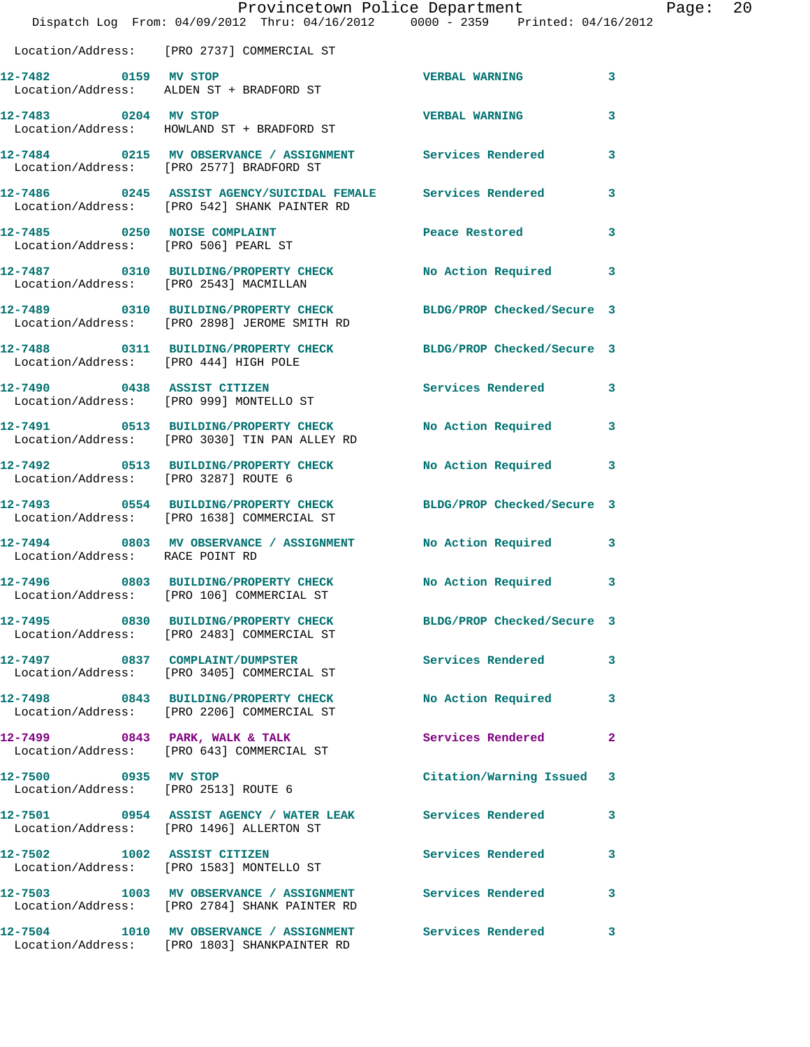Location/Address: [PRO 2737] COMMERCIAL ST

| Call # | Time | Call Reason | Action | Priority |
|---|---|---|---|---|
| 12-7482 | 0159 | MV STOP | VERBAL WARNING | 3 |
| | | Location/Address: ALDEN ST + BRADFORD ST | | |
| 12-7483 | 0204 | MV STOP | VERBAL WARNING | 3 |
| | | Location/Address: HOWLAND ST + BRADFORD ST | | |
| 12-7484 | 0215 | MV OBSERVANCE / ASSIGNMENT | Services Rendered | 3 |
| | | Location/Address: [PRO 2577] BRADFORD ST | | |
| 12-7486 | 0245 | ASSIST AGENCY/SUICIDAL FEMALE | Services Rendered | 3 |
| | | Location/Address: [PRO 542] SHANK PAINTER RD | | |
| 12-7485 | 0250 | NOISE COMPLAINT | Peace Restored | 3 |
| | | Location/Address: [PRO 506] PEARL ST | | |
| 12-7487 | 0310 | BUILDING/PROPERTY CHECK | No Action Required | 3 |
| | | Location/Address: [PRO 2543] MACMILLAN | | |
| 12-7489 | 0310 | BUILDING/PROPERTY CHECK | BLDG/PROP Checked/Secure | 3 |
| | | Location/Address: [PRO 2898] JEROME SMITH RD | | |
| 12-7488 | 0311 | BUILDING/PROPERTY CHECK | BLDG/PROP Checked/Secure | 3 |
| | | Location/Address: [PRO 444] HIGH POLE | | |
| 12-7490 | 0438 | ASSIST CITIZEN | Services Rendered | 3 |
| | | Location/Address: [PRO 999] MONTELLO ST | | |
| 12-7491 | 0513 | BUILDING/PROPERTY CHECK | No Action Required | 3 |
| | | Location/Address: [PRO 3030] TIN PAN ALLEY RD | | |
| 12-7492 | 0513 | BUILDING/PROPERTY CHECK | No Action Required | 3 |
| | | Location/Address: [PRO 3287] ROUTE 6 | | |
| 12-7493 | 0554 | BUILDING/PROPERTY CHECK | BLDG/PROP Checked/Secure | 3 |
| | | Location/Address: [PRO 1638] COMMERCIAL ST | | |
| 12-7494 | 0803 | MV OBSERVANCE / ASSIGNMENT | No Action Required | 3 |
| | | Location/Address: RACE POINT RD | | |
| 12-7496 | 0803 | BUILDING/PROPERTY CHECK | No Action Required | 3 |
| | | Location/Address: [PRO 106] COMMERCIAL ST | | |
| 12-7495 | 0830 | BUILDING/PROPERTY CHECK | BLDG/PROP Checked/Secure | 3 |
| | | Location/Address: [PRO 2483] COMMERCIAL ST | | |
| 12-7497 | 0837 | COMPLAINT/DUMPSTER | Services Rendered | 3 |
| | | Location/Address: [PRO 3405] COMMERCIAL ST | | |
| 12-7498 | 0843 | BUILDING/PROPERTY CHECK | No Action Required | 3 |
| | | Location/Address: [PRO 2206] COMMERCIAL ST | | |
| 12-7499 | 0843 | PARK, WALK & TALK | Services Rendered | 2 |
| | | Location/Address: [PRO 643] COMMERCIAL ST | | |
| 12-7500 | 0935 | MV STOP | Citation/Warning Issued | 3 |
| | | Location/Address: [PRO 2513] ROUTE 6 | | |
| 12-7501 | 0954 | ASSIST AGENCY / WATER LEAK | Services Rendered | 3 |
| | | Location/Address: [PRO 1496] ALLERTON ST | | |
| 12-7502 | 1002 | ASSIST CITIZEN | Services Rendered | 3 |
| | | Location/Address: [PRO 1583] MONTELLO ST | | |
| 12-7503 | 1003 | MV OBSERVANCE / ASSIGNMENT | Services Rendered | 3 |
| | | Location/Address: [PRO 2784] SHANK PAINTER RD | | |
| 12-7504 | 1010 | MV OBSERVANCE / ASSIGNMENT | Services Rendered | 3 |
| | | Location/Address: [PRO 1803] SHANKPAINTER RD | | |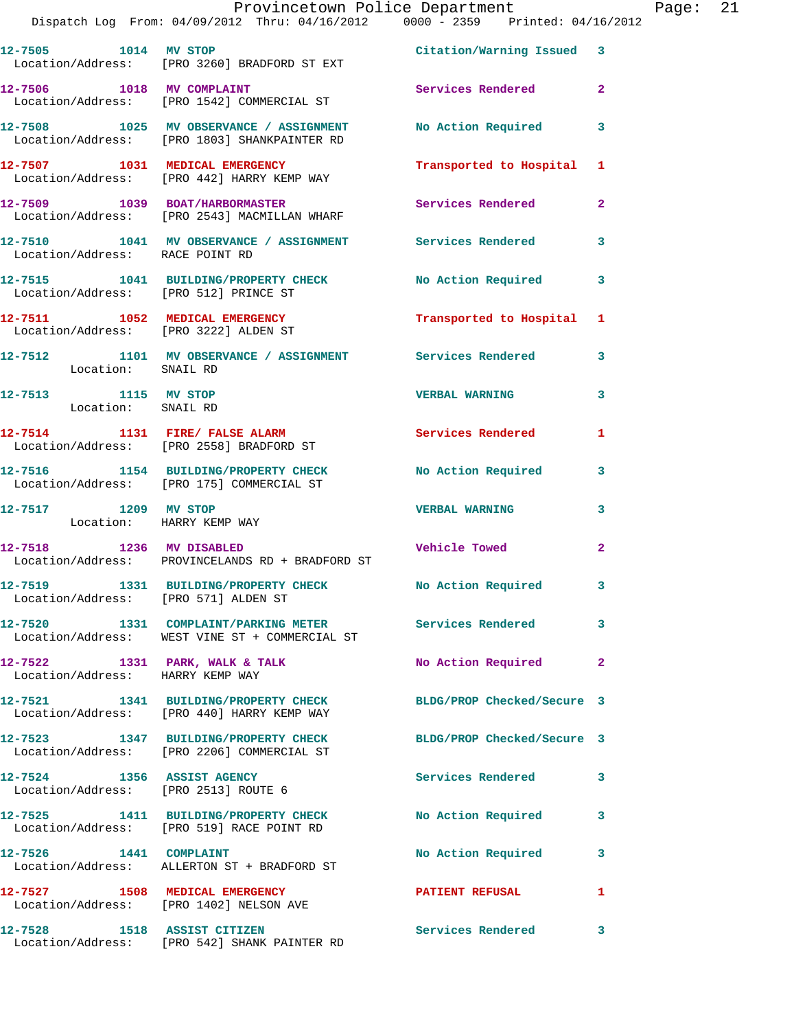12-7505 1014 MV STOP Citation/Warning Issued 3
Location/Address: [PRO 3260] BRADFORD ST EXT

12-7506 1018 MV COMPLAINT Services Rendered 2
Location/Address: [PRO 1542] COMMERCIAL ST

12-7508 1025 MV OBSERVANCE / ASSIGNMENT No Action Required 3
Location/Address: [PRO 1803] SHANKPAINTER RD

12-7507 1031 MEDICAL EMERGENCY Transported to Hospital 1
Location/Address: [PRO 442] HARRY KEMP WAY

12-7509 1039 BOAT/HARBORMASTER Services Rendered 2
Location/Address: [PRO 2543] MACMILLAN WHARF

12-7510 1041 MV OBSERVANCE / ASSIGNMENT Services Rendered 3
Location/Address: RACE POINT RD

12-7515 1041 BUILDING/PROPERTY CHECK No Action Required 3
Location/Address: [PRO 512] PRINCE ST

12-7511 1052 MEDICAL EMERGENCY Transported to Hospital 1
Location/Address: [PRO 3222] ALDEN ST

12-7512 1101 MV OBSERVANCE / ASSIGNMENT Services Rendered 3
Location: SNAIL RD

12-7513 1115 MV STOP VERBAL WARNING 3
Location: SNAIL RD

12-7514 1131 FIRE/ FALSE ALARM Services Rendered 1
Location/Address: [PRO 2558] BRADFORD ST

12-7516 1154 BUILDING/PROPERTY CHECK No Action Required 3
Location/Address: [PRO 175] COMMERCIAL ST

12-7517 1209 MV STOP VERBAL WARNING 3
Location: HARRY KEMP WAY

12-7518 1236 MV DISABLED Vehicle Towed 2
Location/Address: PROVINCELANDS RD + BRADFORD ST

12-7519 1331 BUILDING/PROPERTY CHECK No Action Required 3
Location/Address: [PRO 571] ALDEN ST

12-7520 1331 COMPLAINT/PARKING METER Services Rendered 3
Location/Address: WEST VINE ST + COMMERCIAL ST

12-7522 1331 PARK, WALK & TALK No Action Required 2
Location/Address: HARRY KEMP WAY

12-7521 1341 BUILDING/PROPERTY CHECK BLDG/PROP Checked/Secure 3
Location/Address: [PRO 440] HARRY KEMP WAY

12-7523 1347 BUILDING/PROPERTY CHECK BLDG/PROP Checked/Secure 3
Location/Address: [PRO 2206] COMMERCIAL ST

12-7524 1356 ASSIST AGENCY Services Rendered 3
Location/Address: [PRO 2513] ROUTE 6

12-7525 1411 BUILDING/PROPERTY CHECK No Action Required 3
Location/Address: [PRO 519] RACE POINT RD

12-7526 1441 COMPLAINT No Action Required 3
Location/Address: ALLERTON ST + BRADFORD ST

12-7527 1508 MEDICAL EMERGENCY PATIENT REFUSAL 1
Location/Address: [PRO 1402] NELSON AVE

12-7528 1518 ASSIST CITIZEN Services Rendered 3
Location/Address: [PRO 542] SHANK PAINTER RD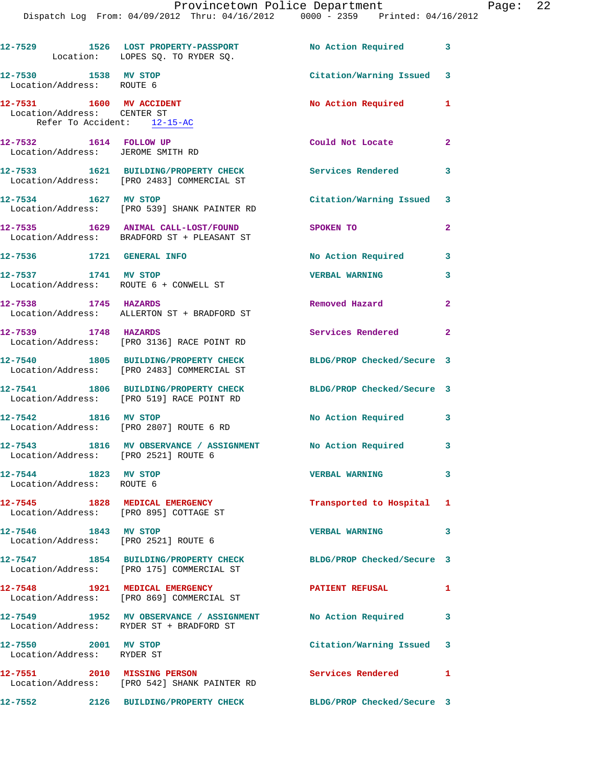12-7529 1526 LOST PROPERTY-PASSPORT No Action Required 3
Location: LOPES SQ. TO RYDER SQ.

12-7530 1538 MV STOP Citation/Warning Issued 3
Location/Address: ROUTE 6

12-7531 1600 MV ACCIDENT No Action Required 1
Location/Address: CENTER ST
Refer To Accident: 12-15-AC

12-7532 1614 FOLLOW UP Could Not Locate 2
Location/Address: JEROME SMITH RD

12-7533 1621 BUILDING/PROPERTY CHECK Services Rendered 3
Location/Address: [PRO 2483] COMMERCIAL ST

12-7534 1627 MV STOP Citation/Warning Issued 3
Location/Address: [PRO 539] SHANK PAINTER RD

12-7535 1629 ANIMAL CALL-LOST/FOUND SPOKEN TO 2
Location/Address: BRADFORD ST + PLEASANT ST

12-7536 1721 GENERAL INFO No Action Required 3

12-7537 1741 MV STOP VERBAL WARNING 3
Location/Address: ROUTE 6 + CONWELL ST

12-7538 1745 HAZARDS Removed Hazard 2
Location/Address: ALLERTON ST + BRADFORD ST

12-7539 1748 HAZARDS Services Rendered 2
Location/Address: [PRO 3136] RACE POINT RD

12-7540 1805 BUILDING/PROPERTY CHECK BLDG/PROP Checked/Secure 3
Location/Address: [PRO 2483] COMMERCIAL ST

12-7541 1806 BUILDING/PROPERTY CHECK BLDG/PROP Checked/Secure 3
Location/Address: [PRO 519] RACE POINT RD

12-7542 1816 MV STOP No Action Required 3
Location/Address: [PRO 2807] ROUTE 6 RD

12-7543 1816 MV OBSERVANCE / ASSIGNMENT No Action Required 3
Location/Address: [PRO 2521] ROUTE 6

12-7544 1823 MV STOP VERBAL WARNING 3
Location/Address: ROUTE 6

12-7545 1828 MEDICAL EMERGENCY Transported to Hospital 1
Location/Address: [PRO 895] COTTAGE ST

12-7546 1843 MV STOP VERBAL WARNING 3
Location/Address: [PRO 2521] ROUTE 6

12-7547 1854 BUILDING/PROPERTY CHECK BLDG/PROP Checked/Secure 3
Location/Address: [PRO 175] COMMERCIAL ST

12-7548 1921 MEDICAL EMERGENCY PATIENT REFUSAL 1
Location/Address: [PRO 869] COMMERCIAL ST

12-7549 1952 MV OBSERVANCE / ASSIGNMENT No Action Required 3
Location/Address: RYDER ST + BRADFORD ST

12-7550 2001 MV STOP Citation/Warning Issued 3
Location/Address: RYDER ST

12-7551 2010 MISSING PERSON Services Rendered 1
Location/Address: [PRO 542] SHANK PAINTER RD

12-7552 2126 BUILDING/PROPERTY CHECK BLDG/PROP Checked/Secure 3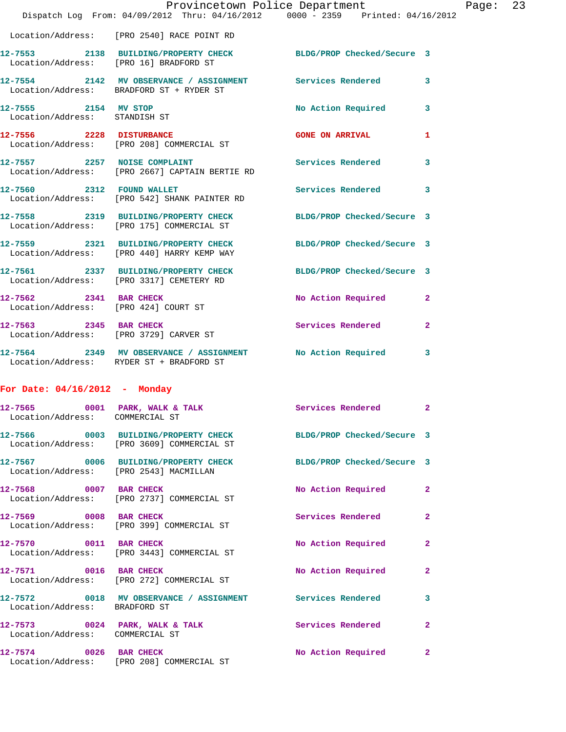Location/Address: [PRO 2540] RACE POINT RD

| Call # | Time | Call Reason | Action | Priority |
|---|---|---|---|---|
| 12-7553 | 2138 | BUILDING/PROPERTY CHECK | BLDG/PROP Checked/Secure | 3 |
| Location/Address: [PRO 16] BRADFORD ST | | | | |
| 12-7554 | 2142 | MV OBSERVANCE / ASSIGNMENT | Services Rendered | 3 |
| Location/Address: BRADFORD ST + RYDER ST | | | | |
| 12-7555 | 2154 | MV STOP | No Action Required | 3 |
| Location/Address: STANDISH ST | | | | |
| 12-7556 | 2228 | DISTURBANCE | GONE ON ARRIVAL | 1 |
| Location/Address: [PRO 208] COMMERCIAL ST | | | | |
| 12-7557 | 2257 | NOISE COMPLAINT | Services Rendered | 3 |
| Location/Address: [PRO 2667] CAPTAIN BERTIE RD | | | | |
| 12-7560 | 2312 | FOUND WALLET | Services Rendered | 3 |
| Location/Address: [PRO 542] SHANK PAINTER RD | | | | |
| 12-7558 | 2319 | BUILDING/PROPERTY CHECK | BLDG/PROP Checked/Secure | 3 |
| Location/Address: [PRO 175] COMMERCIAL ST | | | | |
| 12-7559 | 2321 | BUILDING/PROPERTY CHECK | BLDG/PROP Checked/Secure | 3 |
| Location/Address: [PRO 440] HARRY KEMP WAY | | | | |
| 12-7561 | 2337 | BUILDING/PROPERTY CHECK | BLDG/PROP Checked/Secure | 3 |
| Location/Address: [PRO 3317] CEMETERY RD | | | | |
| 12-7562 | 2341 | BAR CHECK | No Action Required | 2 |
| Location/Address: [PRO 424] COURT ST | | | | |
| 12-7563 | 2345 | BAR CHECK | Services Rendered | 2 |
| Location/Address: [PRO 3729] CARVER ST | | | | |
| 12-7564 | 2349 | MV OBSERVANCE / ASSIGNMENT | No Action Required | 3 |
| Location/Address: RYDER ST + BRADFORD ST | | | | |

## For Date: 04/16/2012 - Monday

| Call # | Time | Call Reason | Action | Priority |
|---|---|---|---|---|
| 12-7565 | 0001 | PARK, WALK & TALK | Services Rendered | 2 |
| Location/Address: COMMERCIAL ST | | | | |
| 12-7566 | 0003 | BUILDING/PROPERTY CHECK | BLDG/PROP Checked/Secure | 3 |
| Location/Address: [PRO 3609] COMMERCIAL ST | | | | |
| 12-7567 | 0006 | BUILDING/PROPERTY CHECK | BLDG/PROP Checked/Secure | 3 |
| Location/Address: [PRO 2543] MACMILLAN | | | | |
| 12-7568 | 0007 | BAR CHECK | No Action Required | 2 |
| Location/Address: [PRO 2737] COMMERCIAL ST | | | | |
| 12-7569 | 0008 | BAR CHECK | Services Rendered | 2 |
| Location/Address: [PRO 399] COMMERCIAL ST | | | | |
| 12-7570 | 0011 | BAR CHECK | No Action Required | 2 |
| Location/Address: [PRO 3443] COMMERCIAL ST | | | | |
| 12-7571 | 0016 | BAR CHECK | No Action Required | 2 |
| Location/Address: [PRO 272] COMMERCIAL ST | | | | |
| 12-7572 | 0018 | MV OBSERVANCE / ASSIGNMENT | Services Rendered | 3 |
| Location/Address: BRADFORD ST | | | | |
| 12-7573 | 0024 | PARK, WALK & TALK | Services Rendered | 2 |
| Location/Address: COMMERCIAL ST | | | | |
| 12-7574 | 0026 | BAR CHECK | No Action Required | 2 |
| Location/Address: [PRO 208] COMMERCIAL ST | | | | |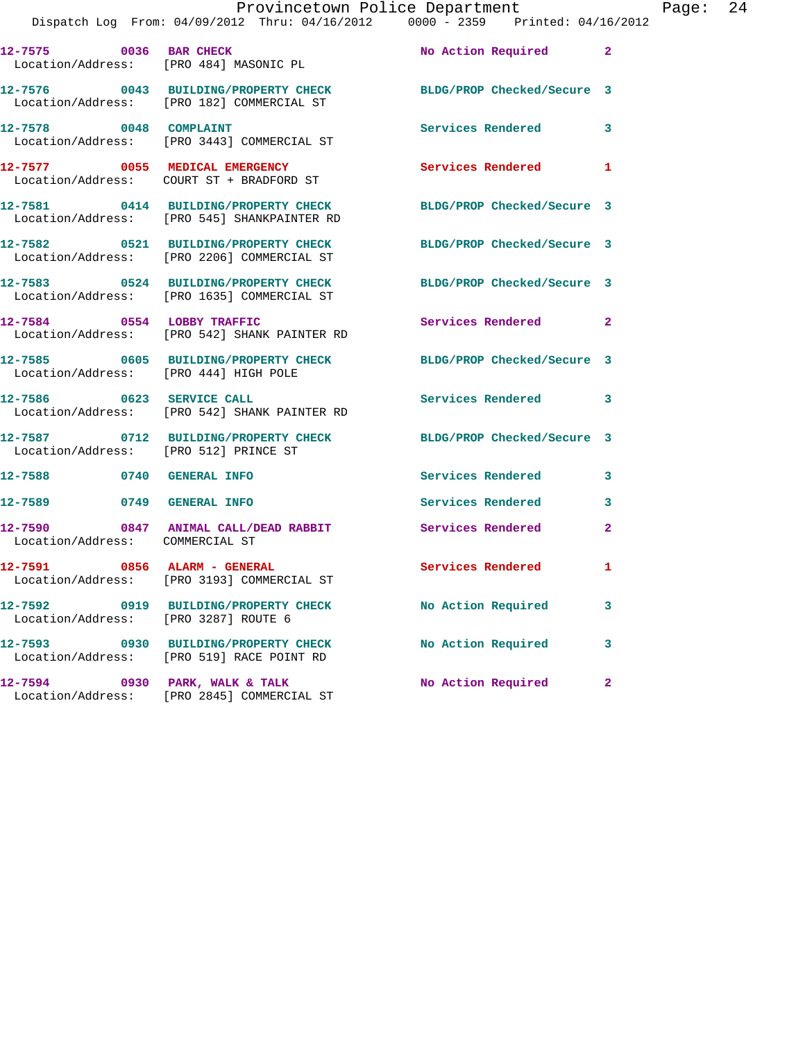12-7575 0036 BAR CHECK No Action Required 2
Location/Address: [PRO 484] MASONIC PL

12-7576 0043 BUILDING/PROPERTY CHECK BLDG/PROP Checked/Secure 3
Location/Address: [PRO 182] COMMERCIAL ST

12-7578 0048 COMPLAINT Services Rendered 3
Location/Address: [PRO 3443] COMMERCIAL ST

12-7577 0055 MEDICAL EMERGENCY Services Rendered 1
Location/Address: COURT ST + BRADFORD ST

12-7581 0414 BUILDING/PROPERTY CHECK BLDG/PROP Checked/Secure 3
Location/Address: [PRO 545] SHANKPAINTER RD

12-7582 0521 BUILDING/PROPERTY CHECK BLDG/PROP Checked/Secure 3
Location/Address: [PRO 2206] COMMERCIAL ST

12-7583 0524 BUILDING/PROPERTY CHECK BLDG/PROP Checked/Secure 3
Location/Address: [PRO 1635] COMMERCIAL ST

12-7584 0554 LOBBY TRAFFIC Services Rendered 2
Location/Address: [PRO 542] SHANK PAINTER RD

12-7585 0605 BUILDING/PROPERTY CHECK BLDG/PROP Checked/Secure 3
Location/Address: [PRO 444] HIGH POLE

12-7586 0623 SERVICE CALL Services Rendered 3
Location/Address: [PRO 542] SHANK PAINTER RD

12-7587 0712 BUILDING/PROPERTY CHECK BLDG/PROP Checked/Secure 3
Location/Address: [PRO 512] PRINCE ST

12-7588 0740 GENERAL INFO Services Rendered 3

12-7589 0749 GENERAL INFO Services Rendered 3

12-7590 0847 ANIMAL CALL/DEAD RABBIT Services Rendered 2
Location/Address: COMMERCIAL ST

12-7591 0856 ALARM - GENERAL Services Rendered 1
Location/Address: [PRO 3193] COMMERCIAL ST

12-7592 0919 BUILDING/PROPERTY CHECK No Action Required 3
Location/Address: [PRO 3287] ROUTE 6

12-7593 0930 BUILDING/PROPERTY CHECK No Action Required 3
Location/Address: [PRO 519] RACE POINT RD

12-7594 0930 PARK, WALK & TALK No Action Required 2
Location/Address: [PRO 2845] COMMERCIAL ST